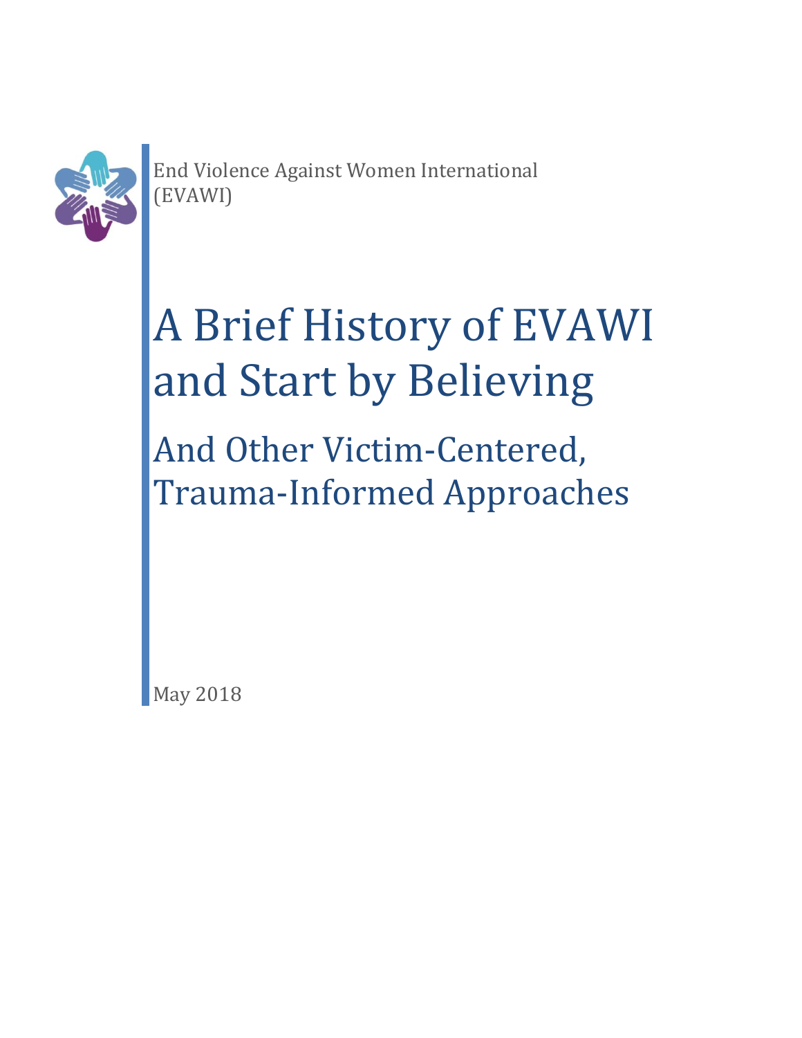End Violence Against Women International (EVAWI)

# A Brief History of EVAWI and Start by Believing

## And Other Victim-Centered, Trauma-Informed Approaches

May 2018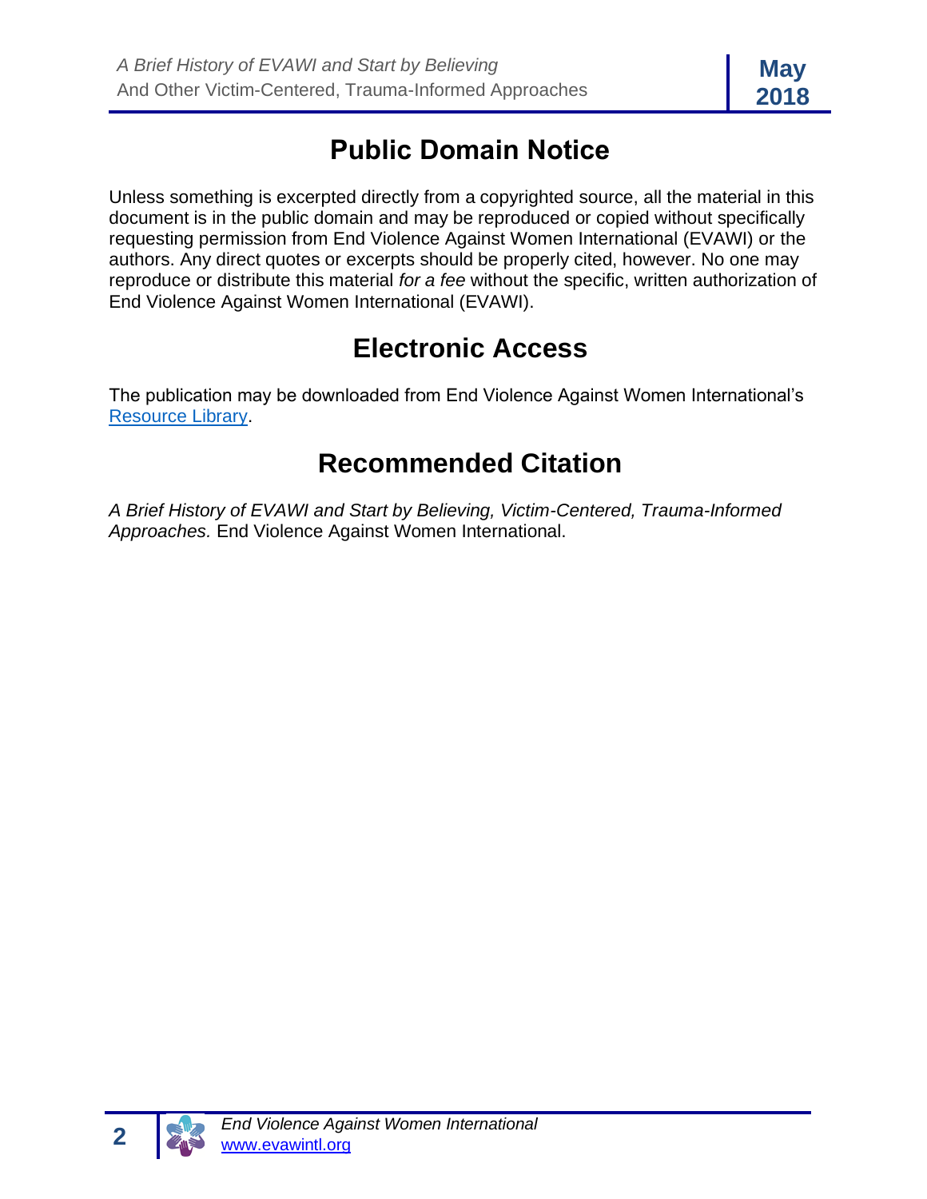## Public Domain Notice

Unless something is excerpted directly from a copyrighted source, all the material in this document is in the public domain and may be reproduced or copied without specifically requesting permission from End Violence Against Women International (EVAWI) or the authors. Any direct quotes or excerpts should be properly cited, however. No one may reproduce or distribute this material *for a fee* without the specific, written authorization of End Violence Against Women International (EVAWI).

## Electronic Access

The publication may be downloaded from End Violence Against Women International's [Resource Library](#).

## Recommended Citation

*A Brief History of EVAWI and Start by Believing, Victim-Centered, Trauma-Informed Approaches.* End Violence Against Women International.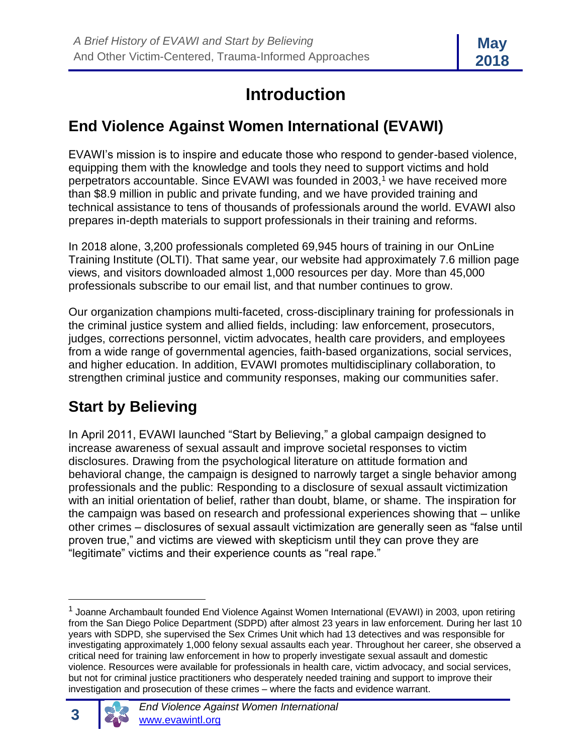# Introduction

## End Violence Against Women International (EVAWI)

EVAWI's mission is to inspire and educate those who respond to gender-based violence, equipping them with the knowledge and tools they need to support victims and hold perpetrators accountable. Since EVAWI was founded in 2003,[1] we have received more than $8.9 million in public and private funding, and we have provided training and technical assistance to tens of thousands of professionals around the world. EVAWI also prepares in-depth materials to support professionals in their training and reforms.

In 2018 alone, 3,200 professionals completed 69,945 hours of training in our OnLine Training Institute (OLTI). That same year, our website had approximately 7.6 million page views, and visitors downloaded almost 1,000 resources per day. More than 45,000 professionals subscribe to our email list, and that number continues to grow.

Our organization champions multi-faceted, cross-disciplinary training for professionals in the criminal justice system and allied fields, including: law enforcement, prosecutors, judges, corrections personnel, victim advocates, health care providers, and employees from a wide range of governmental agencies, faith-based organizations, social services, and higher education. In addition, EVAWI promotes multidisciplinary collaboration, to strengthen criminal justice and community responses, making our communities safer.

## Start by Believing

In April 2011, EVAWI launched "Start by Believing," a global campaign designed to increase awareness of sexual assault and improve societal responses to victim disclosures. Drawing from the psychological literature on attitude formation and behavioral change, the campaign is designed to narrowly target a single behavior among professionals and the public: Responding to a disclosure of sexual assault victimization with an initial orientation of belief, rather than doubt, blame, or shame. The inspiration for the campaign was based on research and professional experiences showing that – unlike other crimes – disclosures of sexual assault victimization are generally seen as "false until proven true," and victims are viewed with skepticism until they can prove they are "legitimate" victims and their experience counts as "real rape."

---

[1] Joanne Archambault founded End Violence Against Women International (EVAWI) in 2003, upon retiring from the San Diego Police Department (SDPD) after almost 23 years in law enforcement. During her last 10 years with SDPD, she supervised the Sex Crimes Unit which had 13 detectives and was responsible for investigating approximately 1,000 felony sexual assaults each year. Throughout her career, she observed a critical need for training law enforcement in how to properly investigate sexual assault and domestic violence. Resources were available for professionals in health care, victim advocacy, and social services, but not for criminal justice practitioners who desperately needed training and support to improve their investigation and prosecution of these crimes – where the facts and evidence warrant.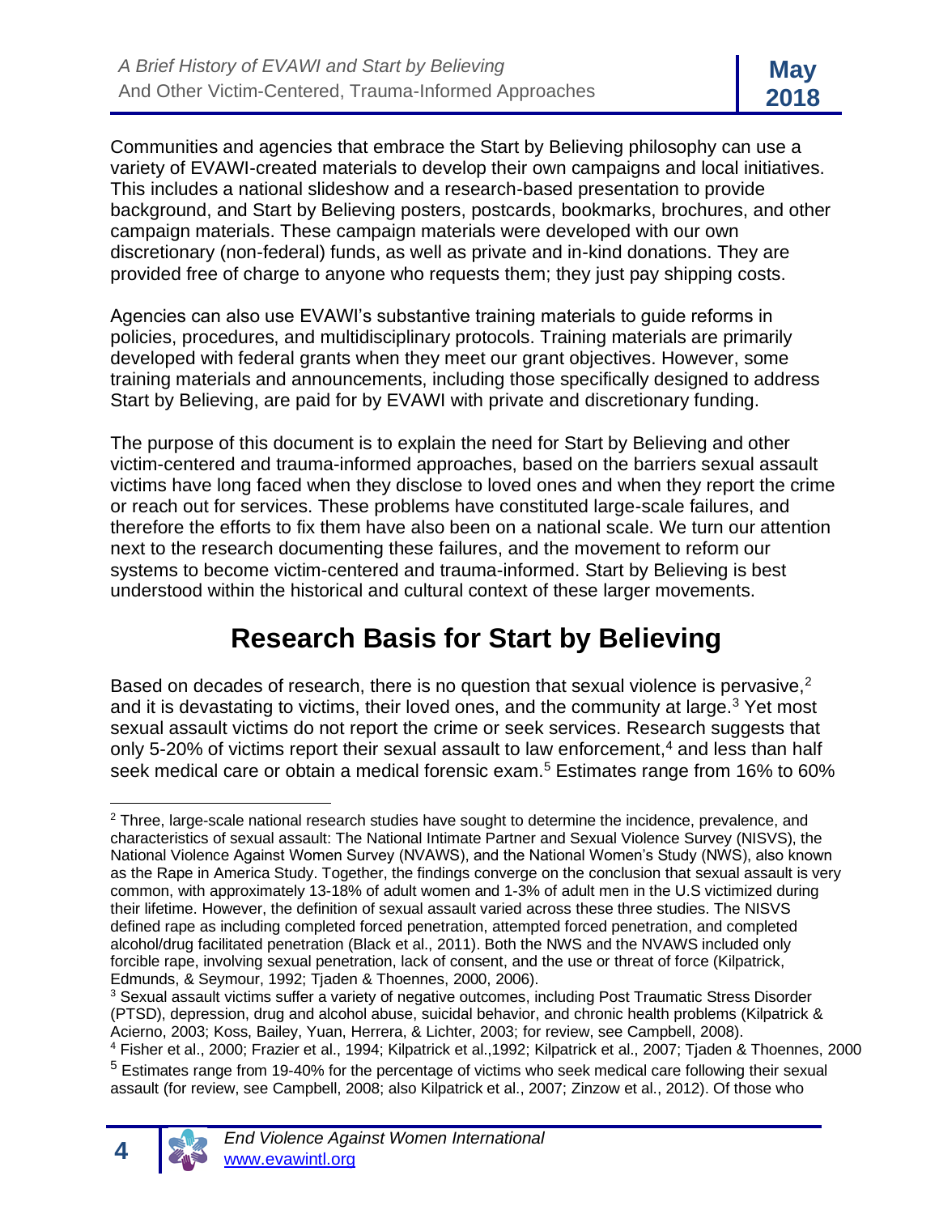Communities and agencies that embrace the Start by Believing philosophy can use a variety of EVAWI-created materials to develop their own campaigns and local initiatives. This includes a national slideshow and a research-based presentation to provide background, and Start by Believing posters, postcards, bookmarks, brochures, and other campaign materials. These campaign materials were developed with our own discretionary (non-federal) funds, as well as private and in-kind donations. They are provided free of charge to anyone who requests them; they just pay shipping costs.

Agencies can also use EVAWI's substantive training materials to guide reforms in policies, procedures, and multidisciplinary protocols. Training materials are primarily developed with federal grants when they meet our grant objectives. However, some training materials and announcements, including those specifically designed to address Start by Believing, are paid for by EVAWI with private and discretionary funding.

The purpose of this document is to explain the need for Start by Believing and other victim-centered and trauma-informed approaches, based on the barriers sexual assault victims have long faced when they disclose to loved ones and when they report the crime or reach out for services. These problems have constituted large-scale failures, and therefore the efforts to fix them have also been on a national scale. We turn our attention next to the research documenting these failures, and the movement to reform our systems to become victim-centered and trauma-informed. Start by Believing is best understood within the historical and cultural context of these larger movements.

## Research Basis for Start by Believing

Based on decades of research, there is no question that sexual violence is pervasive,[2] and it is devastating to victims, their loved ones, and the community at large.[3] Yet most sexual assault victims do not report the crime or seek services. Research suggests that only 5-20% of victims report their sexual assault to law enforcement,[4] and less than half seek medical care or obtain a medical forensic exam.[5] Estimates range from 16% to 60%

---

[2] Three, large-scale national research studies have sought to determine the incidence, prevalence, and characteristics of sexual assault: The National Intimate Partner and Sexual Violence Survey (NISVS), the National Violence Against Women Survey (NVAWS), and the National Women's Study (NWS), also known as the Rape in America Study. Together, the findings converge on the conclusion that sexual assault is very common, with approximately 13-18% of adult women and 1-3% of adult men in the U.S victimized during their lifetime. However, the definition of sexual assault varied across these three studies. The NISVS defined rape as including completed forced penetration, attempted forced penetration, and completed alcohol/drug facilitated penetration (Black et al., 2011). Both the NWS and the NVAWS included only forcible rape, involving sexual penetration, lack of consent, and the use or threat of force (Kilpatrick, Edmunds, & Seymour, 1992; Tjaden & Thoennes, 2000, 2006).

[3] Sexual assault victims suffer a variety of negative outcomes, including Post Traumatic Stress Disorder (PTSD), depression, drug and alcohol abuse, suicidal behavior, and chronic health problems (Kilpatrick & Acierno, 2003; Koss, Bailey, Yuan, Herrera, & Lichter, 2003; for review, see Campbell, 2008).

[4] Fisher et al., 2000; Frazier et al., 1994; Kilpatrick et al.,1992; Kilpatrick et al., 2007; Tjaden & Thoennes, 2000

[5] Estimates range from 19-40% for the percentage of victims who seek medical care following their sexual assault (for review, see Campbell, 2008; also Kilpatrick et al., 2007; Zinzow et al., 2012). Of those who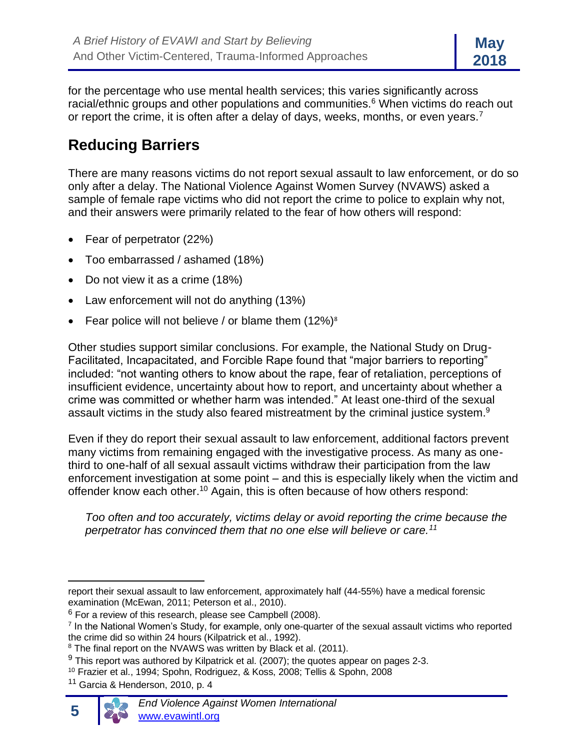for the percentage who use mental health services; this varies significantly across racial/ethnic groups and other populations and communities.[6] When victims do reach out or report the crime, it is often after a delay of days, weeks, months, or even years.[7]

## Reducing Barriers

There are many reasons victims do not report sexual assault to law enforcement, or do so only after a delay. The National Violence Against Women Survey (NVAWS) asked a sample of female rape victims who did not report the crime to police to explain why not, and their answers were primarily related to the fear of how others will respond:

- Fear of perpetrator (22%)
- Too embarrassed / ashamed (18%)
- Do not view it as a crime (18%)
- Law enforcement will not do anything (13%)
- Fear police will not believe / or blame them (12%)[8]

Other studies support similar conclusions. For example, the National Study on Drug-Facilitated, Incapacitated, and Forcible Rape found that "major barriers to reporting" included: "not wanting others to know about the rape, fear of retaliation, perceptions of insufficient evidence, uncertainty about how to report, and uncertainty about whether a crime was committed or whether harm was intended." At least one-third of the sexual assault victims in the study also feared mistreatment by the criminal justice system.[9]

Even if they do report their sexual assault to law enforcement, additional factors prevent many victims from remaining engaged with the investigative process. As many as one-third to one-half of all sexual assault victims withdraw their participation from the law enforcement investigation at some point – and this is especially likely when the victim and offender know each other.[10] Again, this is often because of how others respond:

> *Too often and too accurately, victims delay or avoid reporting the crime because the perpetrator has convinced them that no one else will believe or care.[11]*

---

report their sexual assault to law enforcement, approximately half (44-55%) have a medical forensic examination (McEwan, 2011; Peterson et al., 2010).

[6] For a review of this research, please see Campbell (2008).

[7] In the National Women's Study, for example, only one-quarter of the sexual assault victims who reported the crime did so within 24 hours (Kilpatrick et al., 1992).

[8] The final report on the NVAWS was written by Black et al. (2011).

[9] This report was authored by Kilpatrick et al. (2007); the quotes appear on pages 2-3.

[10] Frazier et al., 1994; Spohn, Rodriguez, & Koss, 2008; Tellis & Spohn, 2008

[11] Garcia & Henderson, 2010, p. 4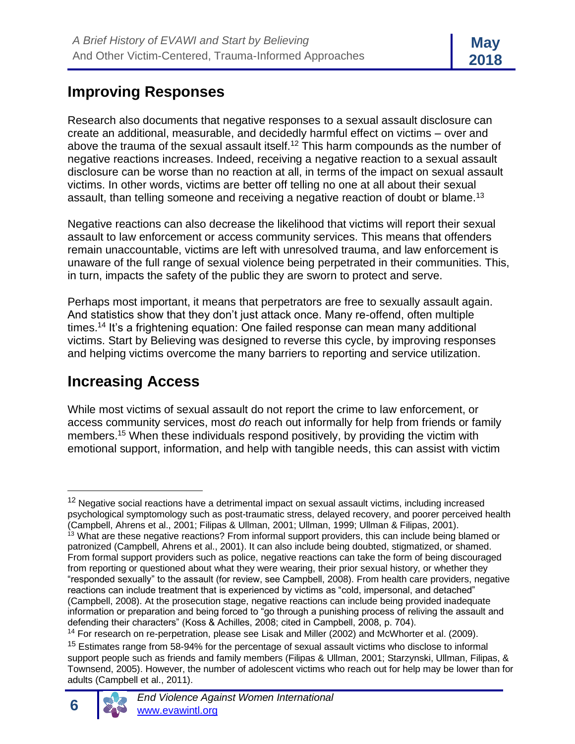## Improving Responses

Research also documents that negative responses to a sexual assault disclosure can create an additional, measurable, and decidedly harmful effect on victims – over and above the trauma of the sexual assault itself.[12] This harm compounds as the number of negative reactions increases. Indeed, receiving a negative reaction to a sexual assault disclosure can be worse than no reaction at all, in terms of the impact on sexual assault victims. In other words, victims are better off telling no one at all about their sexual assault, than telling someone and receiving a negative reaction of doubt or blame.[13]

Negative reactions can also decrease the likelihood that victims will report their sexual assault to law enforcement or access community services. This means that offenders remain unaccountable, victims are left with unresolved trauma, and law enforcement is unaware of the full range of sexual violence being perpetrated in their communities. This, in turn, impacts the safety of the public they are sworn to protect and serve.

Perhaps most important, it means that perpetrators are free to sexually assault again. And statistics show that they don't just attack once. Many re-offend, often multiple times.[14] It's a frightening equation: One failed response can mean many additional victims. Start by Believing was designed to reverse this cycle, by improving responses and helping victims overcome the many barriers to reporting and service utilization.

## Increasing Access

While most victims of sexual assault do not report the crime to law enforcement, or access community services, most *do* reach out informally for help from friends or family members.[15] When these individuals respond positively, by providing the victim with emotional support, information, and help with tangible needs, this can assist with victim

---

[12] Negative social reactions have a detrimental impact on sexual assault victims, including increased psychological symptomology such as post-traumatic stress, delayed recovery, and poorer perceived health (Campbell, Ahrens et al., 2001; Filipas & Ullman, 2001; Ullman, 1999; Ullman & Filipas, 2001).

[13] What are these negative reactions? From informal support providers, this can include being blamed or patronized (Campbell, Ahrens et al., 2001). It can also include being doubted, stigmatized, or shamed. From formal support providers such as police, negative reactions can take the form of being discouraged from reporting or questioned about what they were wearing, their prior sexual history, or whether they "responded sexually" to the assault (for review, see Campbell, 2008). From health care providers, negative reactions can include treatment that is experienced by victims as "cold, impersonal, and detached" (Campbell, 2008). At the prosecution stage, negative reactions can include being provided inadequate information or preparation and being forced to "go through a punishing process of reliving the assault and defending their characters" (Koss & Achilles, 2008; cited in Campbell, 2008, p. 704).

[14] For research on re-perpetration, please see Lisak and Miller (2002) and McWhorter et al. (2009).

[15] Estimates range from 58-94% for the percentage of sexual assault victims who disclose to informal support people such as friends and family members (Filipas & Ullman, 2001; Starzynski, Ullman, Filipas, & Townsend, 2005). However, the number of adolescent victims who reach out for help may be lower than for adults (Campbell et al., 2011).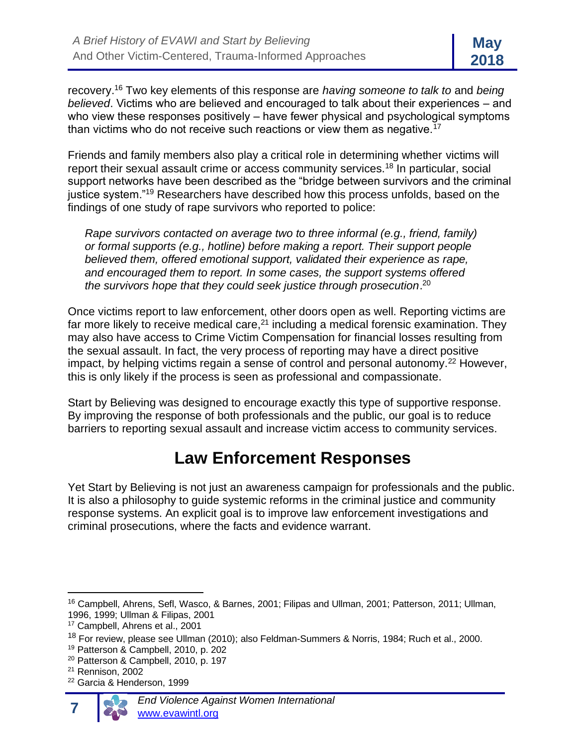recovery.[16] Two key elements of this response are *having someone to talk to* and *being believed*. Victims who are believed and encouraged to talk about their experiences – and who view these responses positively – have fewer physical and psychological symptoms than victims who do not receive such reactions or view them as negative.[17]

Friends and family members also play a critical role in determining whether victims will report their sexual assault crime or access community services.[18] In particular, social support networks have been described as the "bridge between survivors and the criminal justice system."[19] Researchers have described how this process unfolds, based on the findings of one study of rape survivors who reported to police:

> *Rape survivors contacted on average two to three informal (e.g., friend, family) or formal supports (e.g., hotline) before making a report. Their support people believed them, offered emotional support, validated their experience as rape, and encouraged them to report. In some cases, the support systems offered the survivors hope that they could seek justice through prosecution*.[20]

Once victims report to law enforcement, other doors open as well. Reporting victims are far more likely to receive medical care,[21] including a medical forensic examination. They may also have access to Crime Victim Compensation for financial losses resulting from the sexual assault. In fact, the very process of reporting may have a direct positive impact, by helping victims regain a sense of control and personal autonomy.[22] However, this is only likely if the process is seen as professional and compassionate.

Start by Believing was designed to encourage exactly this type of supportive response. By improving the response of both professionals and the public, our goal is to reduce barriers to reporting sexual assault and increase victim access to community services.

## Law Enforcement Responses

Yet Start by Believing is not just an awareness campaign for professionals and the public. It is also a philosophy to guide systemic reforms in the criminal justice and community response systems. An explicit goal is to improve law enforcement investigations and criminal prosecutions, where the facts and evidence warrant.

---

[16] Campbell, Ahrens, Sefl, Wasco, & Barnes, 2001; Filipas and Ullman, 2001; Patterson, 2011; Ullman, 1996, 1999; Ullman & Filipas, 2001

[17] Campbell, Ahrens et al., 2001

[18] For review, please see Ullman (2010); also Feldman-Summers & Norris, 1984; Ruch et al., 2000.

[19] Patterson & Campbell, 2010, p. 202

[20] Patterson & Campbell, 2010, p. 197

[21] Rennison, 2002

[22] Garcia & Henderson, 1999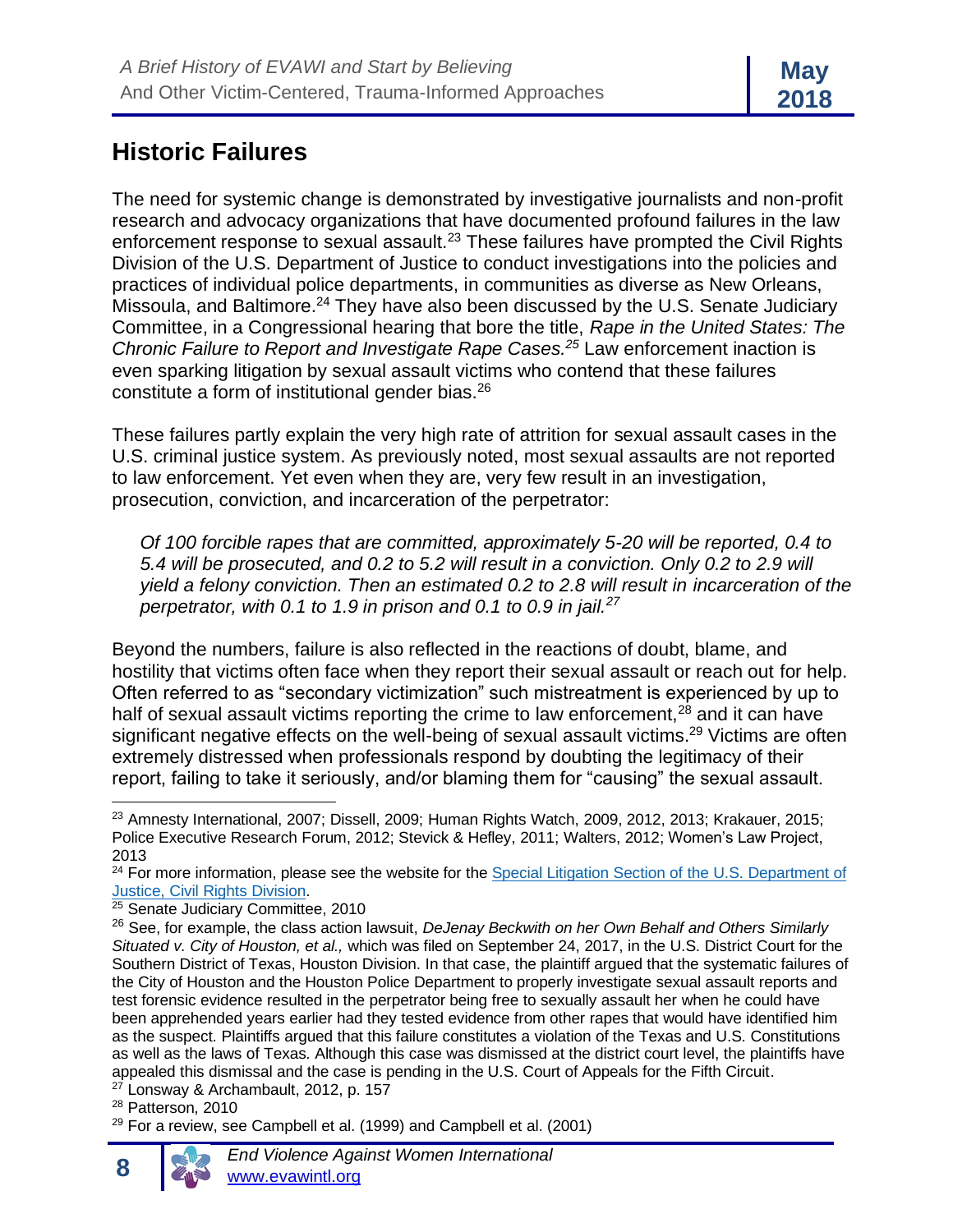## Historic Failures

The need for systemic change is demonstrated by investigative journalists and non-profit research and advocacy organizations that have documented profound failures in the law enforcement response to sexual assault.[23] These failures have prompted the Civil Rights Division of the U.S. Department of Justice to conduct investigations into the policies and practices of individual police departments, in communities as diverse as New Orleans, Missoula, and Baltimore.[24] They have also been discussed by the U.S. Senate Judiciary Committee, in a Congressional hearing that bore the title, *Rape in the United States: The Chronic Failure to Report and Investigate Rape Cases.*[25] Law enforcement inaction is even sparking litigation by sexual assault victims who contend that these failures constitute a form of institutional gender bias.[26]

These failures partly explain the very high rate of attrition for sexual assault cases in the U.S. criminal justice system. As previously noted, most sexual assaults are not reported to law enforcement. Yet even when they are, very few result in an investigation, prosecution, conviction, and incarceration of the perpetrator:

> *Of 100 forcible rapes that are committed, approximately 5-20 will be reported, 0.4 to 5.4 will be prosecuted, and 0.2 to 5.2 will result in a conviction. Only 0.2 to 2.9 will yield a felony conviction. Then an estimated 0.2 to 2.8 will result in incarceration of the perpetrator, with 0.1 to 1.9 in prison and 0.1 to 0.9 in jail.*[27]

Beyond the numbers, failure is also reflected in the reactions of doubt, blame, and hostility that victims often face when they report their sexual assault or reach out for help. Often referred to as "secondary victimization" such mistreatment is experienced by up to half of sexual assault victims reporting the crime to law enforcement,[28] and it can have significant negative effects on the well-being of sexual assault victims.[29] Victims are often extremely distressed when professionals respond by doubting the legitimacy of their report, failing to take it seriously, and/or blaming them for "causing" the sexual assault.

---

[23] Amnesty International, 2007; Dissell, 2009; Human Rights Watch, 2009, 2012, 2013; Krakauer, 2015; Police Executive Research Forum, 2012; Stevick & Hefley, 2011; Walters, 2012; Women's Law Project, 2013

[24] For more information, please see the website for the Special Litigation Section of the U.S. Department of Justice, Civil Rights Division.

[25] Senate Judiciary Committee, 2010

[26] See, for example, the class action lawsuit, *DeJenay Beckwith on her Own Behalf and Others Similarly Situated v. City of Houston, et al.,* which was filed on September 24, 2017, in the U.S. District Court for the Southern District of Texas, Houston Division. In that case, the plaintiff argued that the systematic failures of the City of Houston and the Houston Police Department to properly investigate sexual assault reports and test forensic evidence resulted in the perpetrator being free to sexually assault her when he could have been apprehended years earlier had they tested evidence from other rapes that would have identified him as the suspect. Plaintiffs argued that this failure constitutes a violation of the Texas and U.S. Constitutions as well as the laws of Texas. Although this case was dismissed at the district court level, the plaintiffs have appealed this dismissal and the case is pending in the U.S. Court of Appeals for the Fifth Circuit.

[27] Lonsway & Archambault, 2012, p. 157

[28] Patterson, 2010

[29] For a review, see Campbell et al. (1999) and Campbell et al. (2001)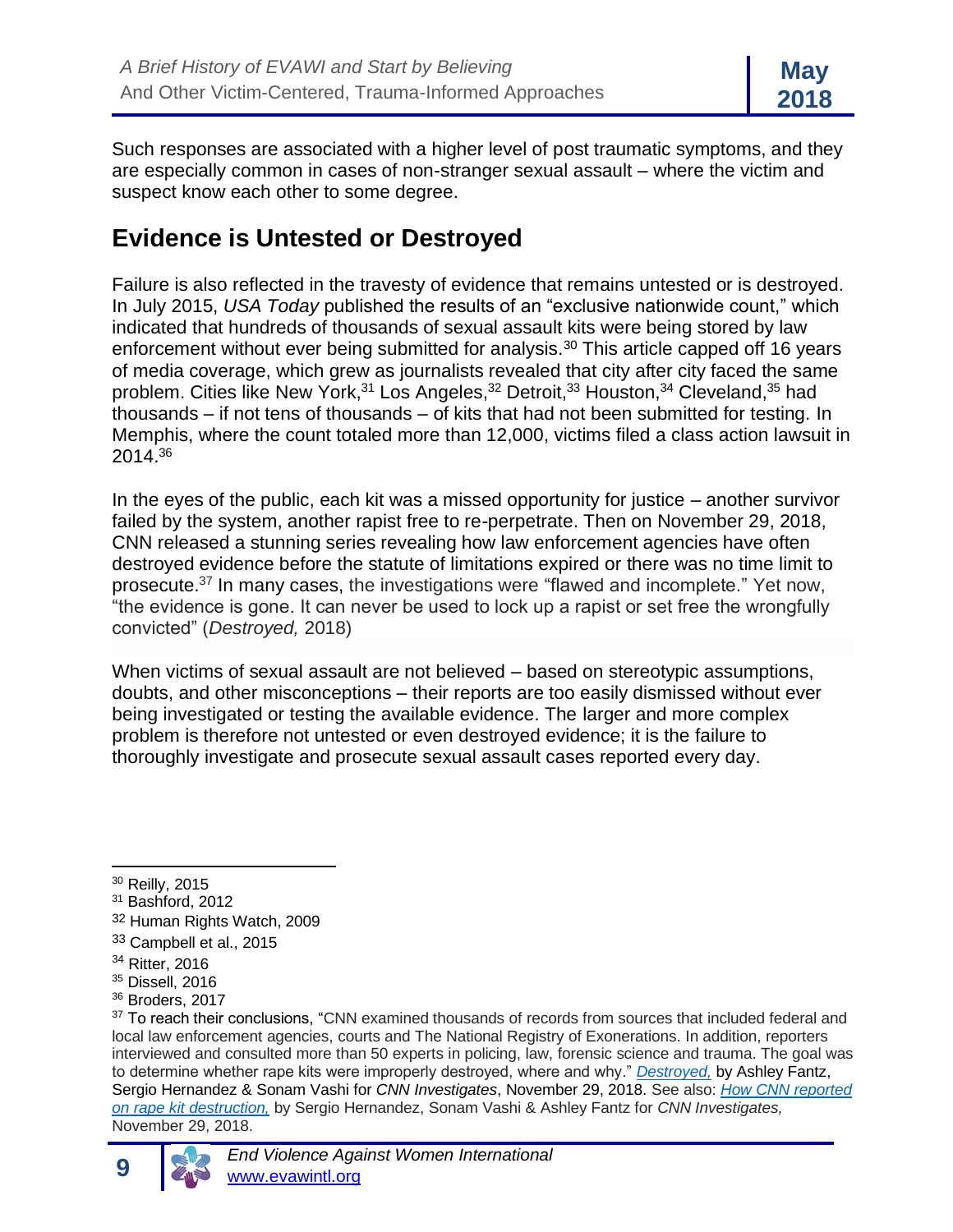Such responses are associated with a higher level of post traumatic symptoms, and they are especially common in cases of non-stranger sexual assault – where the victim and suspect know each other to some degree.

## Evidence is Untested or Destroyed

Failure is also reflected in the travesty of evidence that remains untested or is destroyed. In July 2015, *USA Today* published the results of an "exclusive nationwide count," which indicated that hundreds of thousands of sexual assault kits were being stored by law enforcement without ever being submitted for analysis.[30] This article capped off 16 years of media coverage, which grew as journalists revealed that city after city faced the same problem. Cities like New York,[31] Los Angeles,[32] Detroit,[33] Houston,[34] Cleveland,[35] had thousands – if not tens of thousands – of kits that had not been submitted for testing. In Memphis, where the count totaled more than 12,000, victims filed a class action lawsuit in 2014.[36]

In the eyes of the public, each kit was a missed opportunity for justice – another survivor failed by the system, another rapist free to re-perpetrate. Then on November 29, 2018, CNN released a stunning series revealing how law enforcement agencies have often destroyed evidence before the statute of limitations expired or there was no time limit to prosecute.[37] In many cases, the investigations were "flawed and incomplete." Yet now, "the evidence is gone. It can never be used to lock up a rapist or set free the wrongfully convicted" (*Destroyed,* 2018)

When victims of sexual assault are not believed – based on stereotypic assumptions, doubts, and other misconceptions – their reports are too easily dismissed without ever being investigated or testing the available evidence. The larger and more complex problem is therefore not untested or even destroyed evidence; it is the failure to thoroughly investigate and prosecute sexual assault cases reported every day.

---

[30] Reilly, 2015
[31] Bashford, 2012
[32] Human Rights Watch, 2009
[33] Campbell et al., 2015
[34] Ritter, 2016
[35] Dissell, 2016
[36] Broders, 2017
[37] To reach their conclusions, "CNN examined thousands of records from sources that included federal and local law enforcement agencies, courts and The National Registry of Exonerations. In addition, reporters interviewed and consulted more than 50 experts in policing, law, forensic science and trauma. The goal was to determine whether rape kits were improperly destroyed, where and why." *Destroyed,* by Ashley Fantz, Sergio Hernandez & Sonam Vashi for *CNN Investigates*, November 29, 2018. See also: *How CNN reported on rape kit destruction,* by Sergio Hernandez, Sonam Vashi & Ashley Fantz for *CNN Investigates,* November 29, 2018.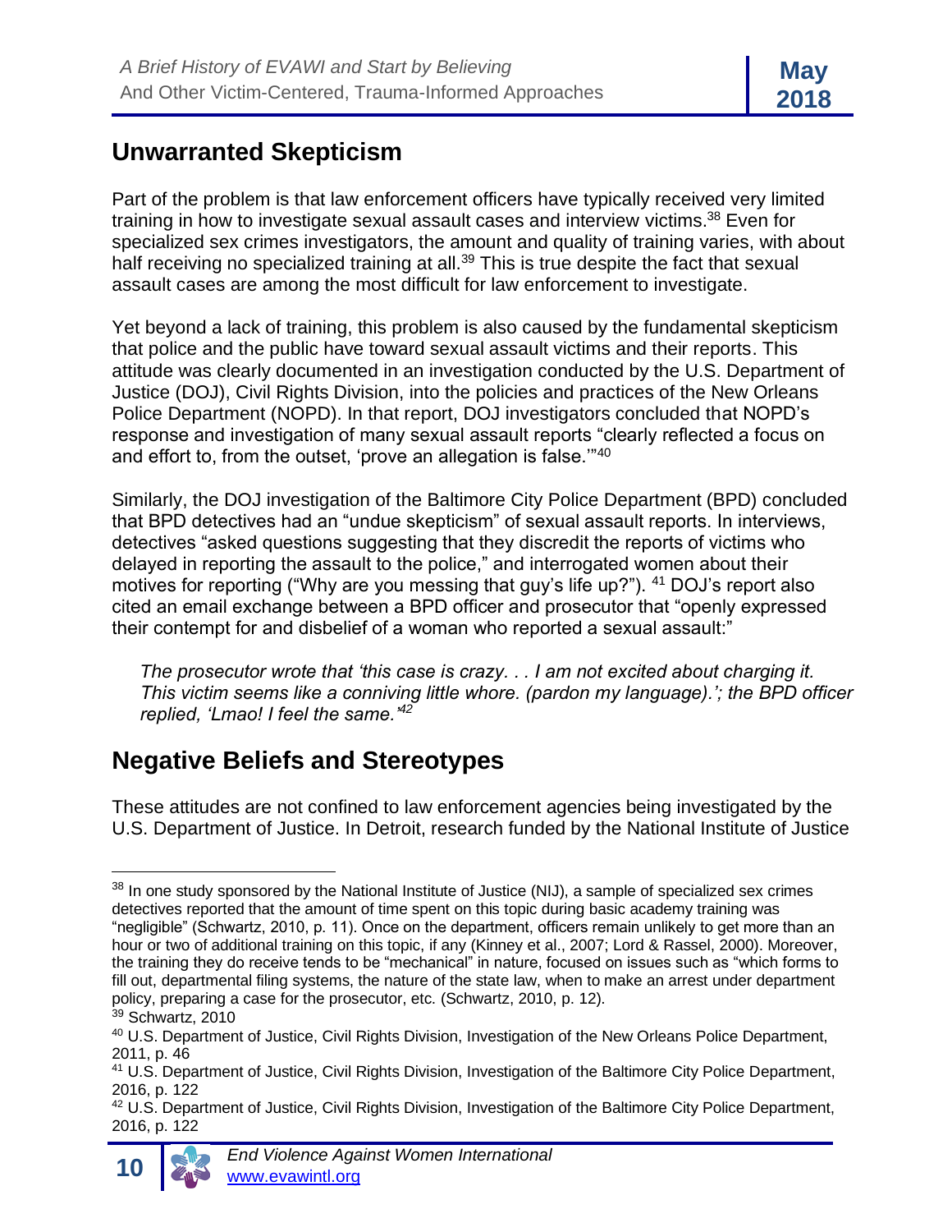## Unwarranted Skepticism

Part of the problem is that law enforcement officers have typically received very limited training in how to investigate sexual assault cases and interview victims.[38] Even for specialized sex crimes investigators, the amount and quality of training varies, with about half receiving no specialized training at all.[39] This is true despite the fact that sexual assault cases are among the most difficult for law enforcement to investigate.

Yet beyond a lack of training, this problem is also caused by the fundamental skepticism that police and the public have toward sexual assault victims and their reports. This attitude was clearly documented in an investigation conducted by the U.S. Department of Justice (DOJ), Civil Rights Division, into the policies and practices of the New Orleans Police Department (NOPD). In that report, DOJ investigators concluded that NOPD's response and investigation of many sexual assault reports "clearly reflected a focus on and effort to, from the outset, 'prove an allegation is false.'"[40]

Similarly, the DOJ investigation of the Baltimore City Police Department (BPD) concluded that BPD detectives had an "undue skepticism" of sexual assault reports. In interviews, detectives "asked questions suggesting that they discredit the reports of victims who delayed in reporting the assault to the police," and interrogated women about their motives for reporting ("Why are you messing that guy's life up?"). [41] DOJ's report also cited an email exchange between a BPD officer and prosecutor that "openly expressed their contempt for and disbelief of a woman who reported a sexual assault:"

> *The prosecutor wrote that 'this case is crazy. . . I am not excited about charging it. This victim seems like a conniving little whore. (pardon my language).'; the BPD officer replied, 'Lmao! I feel the same.'*[42]

## Negative Beliefs and Stereotypes

These attitudes are not confined to law enforcement agencies being investigated by the U.S. Department of Justice. In Detroit, research funded by the National Institute of Justice

---

[38] In one study sponsored by the National Institute of Justice (NIJ), a sample of specialized sex crimes detectives reported that the amount of time spent on this topic during basic academy training was "negligible" (Schwartz, 2010, p. 11). Once on the department, officers remain unlikely to get more than an hour or two of additional training on this topic, if any (Kinney et al., 2007; Lord & Rassel, 2000). Moreover, the training they do receive tends to be "mechanical" in nature, focused on issues such as "which forms to fill out, departmental filing systems, the nature of the state law, when to make an arrest under department policy, preparing a case for the prosecutor, etc. (Schwartz, 2010, p. 12).

[39] Schwartz, 2010

[40] U.S. Department of Justice, Civil Rights Division, Investigation of the New Orleans Police Department, 2011, p. 46

[41] U.S. Department of Justice, Civil Rights Division, Investigation of the Baltimore City Police Department, 2016, p. 122

[42] U.S. Department of Justice, Civil Rights Division, Investigation of the Baltimore City Police Department, 2016, p. 122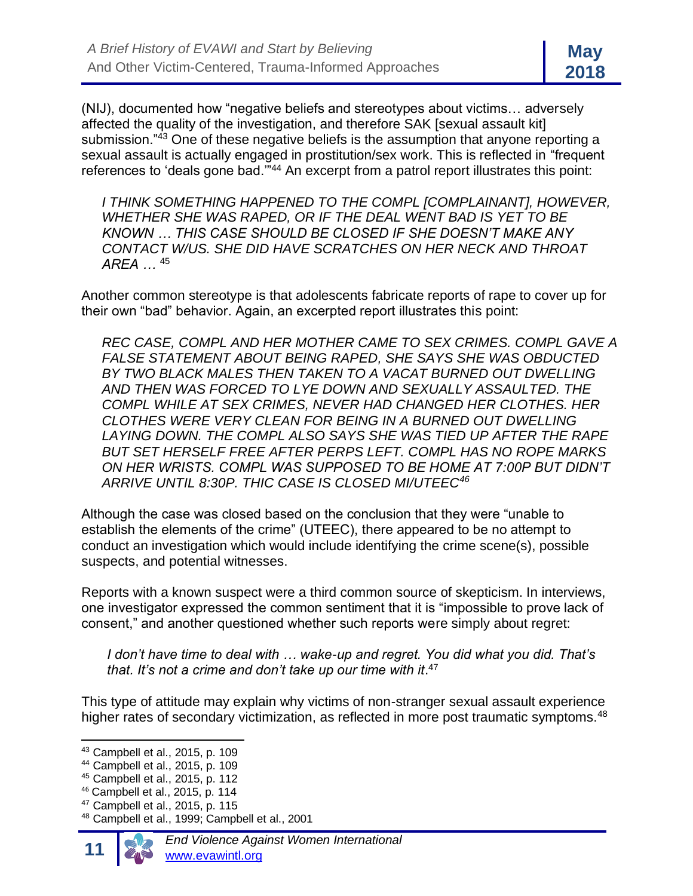(NIJ), documented how "negative beliefs and stereotypes about victims… adversely affected the quality of the investigation, and therefore SAK [sexual assault kit] submission."[43] One of these negative beliefs is the assumption that anyone reporting a sexual assault is actually engaged in prostitution/sex work. This is reflected in "frequent references to 'deals gone bad.'"[44] An excerpt from a patrol report illustrates this point:

> *I THINK SOMETHING HAPPENED TO THE COMPL [COMPLAINANT], HOWEVER, WHETHER SHE WAS RAPED, OR IF THE DEAL WENT BAD IS YET TO BE KNOWN … THIS CASE SHOULD BE CLOSED IF SHE DOESN'T MAKE ANY CONTACT W/US. SHE DID HAVE SCRATCHES ON HER NECK AND THROAT AREA …* [45]

Another common stereotype is that adolescents fabricate reports of rape to cover up for their own "bad" behavior. Again, an excerpted report illustrates this point:

> *REC CASE, COMPL AND HER MOTHER CAME TO SEX CRIMES. COMPL GAVE A FALSE STATEMENT ABOUT BEING RAPED, SHE SAYS SHE WAS OBDUCTED BY TWO BLACK MALES THEN TAKEN TO A VACAT BURNED OUT DWELLING AND THEN WAS FORCED TO LYE DOWN AND SEXUALLY ASSAULTED. THE COMPL WHILE AT SEX CRIMES, NEVER HAD CHANGED HER CLOTHES. HER CLOTHES WERE VERY CLEAN FOR BEING IN A BURNED OUT DWELLING LAYING DOWN. THE COMPL ALSO SAYS SHE WAS TIED UP AFTER THE RAPE BUT SET HERSELF FREE AFTER PERPS LEFT. COMPL HAS NO ROPE MARKS ON HER WRISTS. COMPL WAS SUPPOSED TO BE HOME AT 7:00P BUT DIDN'T ARRIVE UNTIL 8:30P. THIC CASE IS CLOSED MI/UTEEC*[46]

Although the case was closed based on the conclusion that they were "unable to establish the elements of the crime" (UTEEC), there appeared to be no attempt to conduct an investigation which would include identifying the crime scene(s), possible suspects, and potential witnesses.

Reports with a known suspect were a third common source of skepticism. In interviews, one investigator expressed the common sentiment that it is "impossible to prove lack of consent," and another questioned whether such reports were simply about regret:

> *I don't have time to deal with … wake-up and regret. You did what you did. That's that. It's not a crime and don't take up our time with it*.[47]

This type of attitude may explain why victims of non-stranger sexual assault experience higher rates of secondary victimization, as reflected in more post traumatic symptoms.[48]

---

[43] Campbell et al., 2015, p. 109

[44] Campbell et al., 2015, p. 109

[45] Campbell et al., 2015, p. 112

[46] Campbell et al., 2015, p. 114

[47] Campbell et al., 2015, p. 115

[48] Campbell et al., 1999; Campbell et al., 2001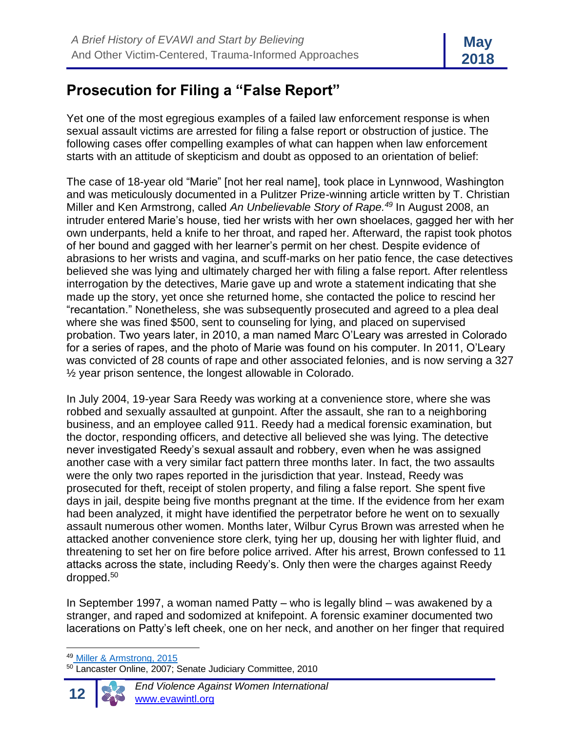## Prosecution for Filing a "False Report"

Yet one of the most egregious examples of a failed law enforcement response is when sexual assault victims are arrested for filing a false report or obstruction of justice. The following cases offer compelling examples of what can happen when law enforcement starts with an attitude of skepticism and doubt as opposed to an orientation of belief:

The case of 18-year old "Marie" [not her real name], took place in Lynnwood, Washington and was meticulously documented in a Pulitzer Prize-winning article written by T. Christian Miller and Ken Armstrong, called *An Unbelievable Story of Rape.*[49] In August 2008, an intruder entered Marie's house, tied her wrists with her own shoelaces, gagged her with her own underpants, held a knife to her throat, and raped her. Afterward, the rapist took photos of her bound and gagged with her learner's permit on her chest. Despite evidence of abrasions to her wrists and vagina, and scuff-marks on her patio fence, the case detectives believed she was lying and ultimately charged her with filing a false report. After relentless interrogation by the detectives, Marie gave up and wrote a statement indicating that she made up the story, yet once she returned home, she contacted the police to rescind her "recantation." Nonetheless, she was subsequently prosecuted and agreed to a plea deal where she was fined $500, sent to counseling for lying, and placed on supervised probation. Two years later, in 2010, a man named Marc O'Leary was arrested in Colorado for a series of rapes, and the photo of Marie was found on his computer. In 2011, O'Leary was convicted of 28 counts of rape and other associated felonies, and is now serving a 327 ½ year prison sentence, the longest allowable in Colorado.

In July 2004, 19-year Sara Reedy was working at a convenience store, where she was robbed and sexually assaulted at gunpoint. After the assault, she ran to a neighboring business, and an employee called 911. Reedy had a medical forensic examination, but the doctor, responding officers, and detective all believed she was lying. The detective never investigated Reedy's sexual assault and robbery, even when he was assigned another case with a very similar fact pattern three months later. In fact, the two assaults were the only two rapes reported in the jurisdiction that year. Instead, Reedy was prosecuted for theft, receipt of stolen property, and filing a false report. She spent five days in jail, despite being five months pregnant at the time. If the evidence from her exam had been analyzed, it might have identified the perpetrator before he went on to sexually assault numerous other women. Months later, Wilbur Cyrus Brown was arrested when he attacked another convenience store clerk, tying her up, dousing her with lighter fluid, and threatening to set her on fire before police arrived. After his arrest, Brown confessed to 11 attacks across the state, including Reedy's. Only then were the charges against Reedy dropped.[50]

In September 1997, a woman named Patty – who is legally blind – was awakened by a stranger, and raped and sodomized at knifepoint. A forensic examiner documented two lacerations on Patty's left cheek, one on her neck, and another on her finger that required

---

[49] Miller & Armstrong, 2015

[50] Lancaster Online, 2007; Senate Judiciary Committee, 2010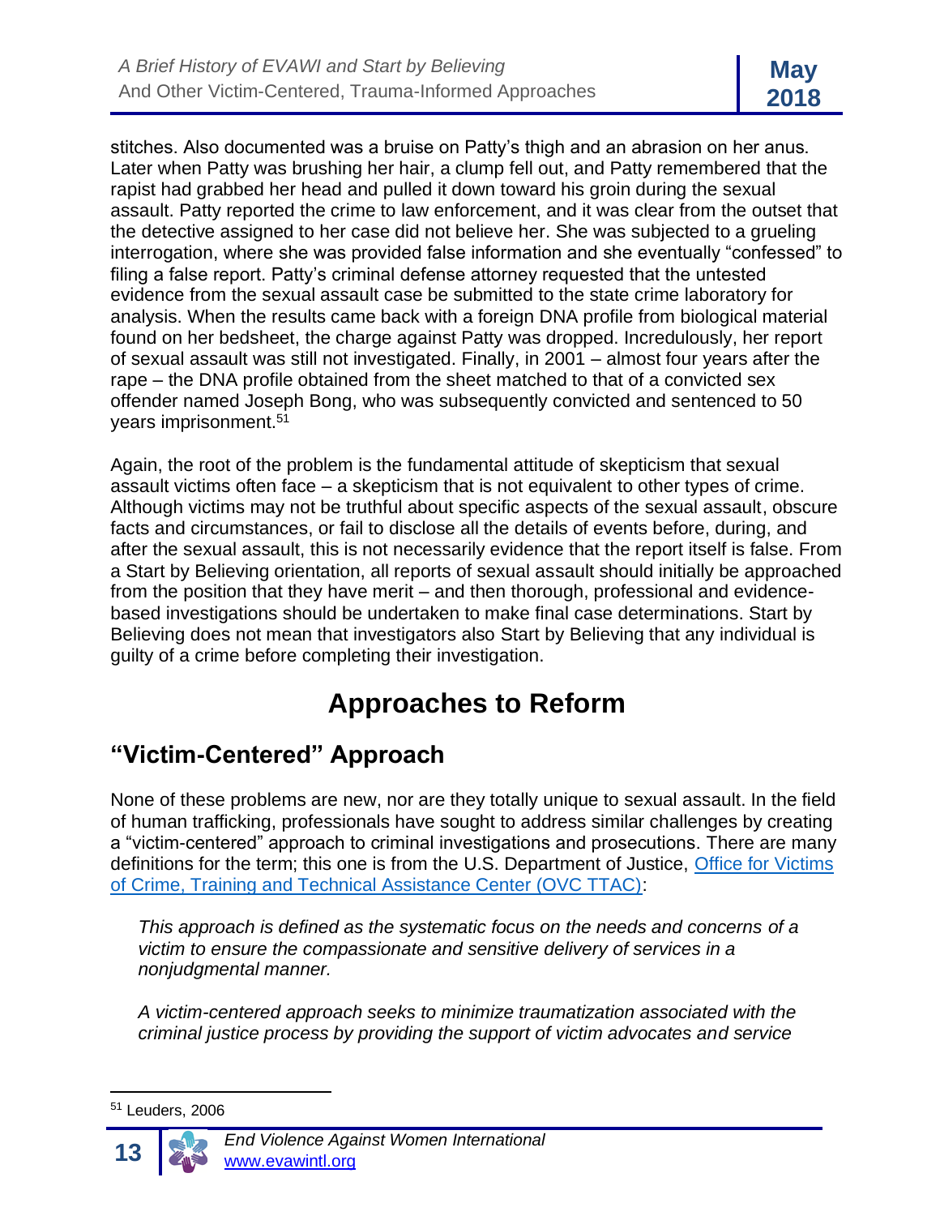stitches. Also documented was a bruise on Patty's thigh and an abrasion on her anus. Later when Patty was brushing her hair, a clump fell out, and Patty remembered that the rapist had grabbed her head and pulled it down toward his groin during the sexual assault. Patty reported the crime to law enforcement, and it was clear from the outset that the detective assigned to her case did not believe her. She was subjected to a grueling interrogation, where she was provided false information and she eventually "confessed" to filing a false report. Patty's criminal defense attorney requested that the untested evidence from the sexual assault case be submitted to the state crime laboratory for analysis. When the results came back with a foreign DNA profile from biological material found on her bedsheet, the charge against Patty was dropped. Incredulously, her report of sexual assault was still not investigated. Finally, in 2001 – almost four years after the rape – the DNA profile obtained from the sheet matched to that of a convicted sex offender named Joseph Bong, who was subsequently convicted and sentenced to 50 years imprisonment.[51]

Again, the root of the problem is the fundamental attitude of skepticism that sexual assault victims often face – a skepticism that is not equivalent to other types of crime. Although victims may not be truthful about specific aspects of the sexual assault, obscure facts and circumstances, or fail to disclose all the details of events before, during, and after the sexual assault, this is not necessarily evidence that the report itself is false. From a Start by Believing orientation, all reports of sexual assault should initially be approached from the position that they have merit – and then thorough, professional and evidence-based investigations should be undertaken to make final case determinations. Start by Believing does not mean that investigators also Start by Believing that any individual is guilty of a crime before completing their investigation.

# Approaches to Reform

## "Victim-Centered" Approach

None of these problems are new, nor are they totally unique to sexual assault. In the field of human trafficking, professionals have sought to address similar challenges by creating a "victim-centered" approach to criminal investigations and prosecutions. There are many definitions for the term; this one is from the U.S. Department of Justice, Office for Victims of Crime, Training and Technical Assistance Center (OVC TTAC):

> *This approach is defined as the systematic focus on the needs and concerns of a victim to ensure the compassionate and sensitive delivery of services in a nonjudgmental manner.*
>
> *A victim-centered approach seeks to minimize traumatization associated with the criminal justice process by providing the support of victim advocates and service*

---

[51] Leuders, 2006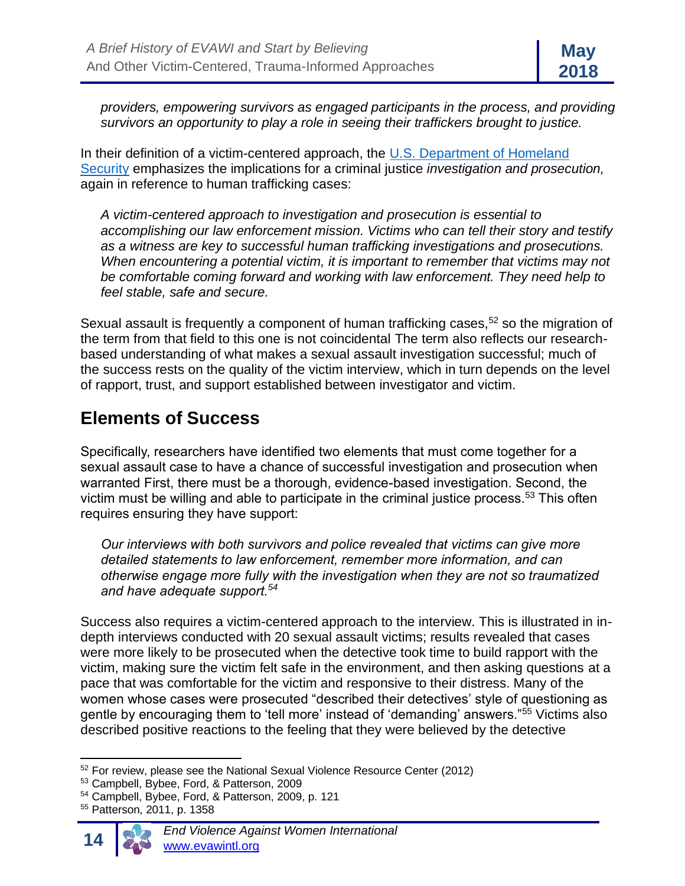*providers, empowering survivors as engaged participants in the process, and providing survivors an opportunity to play a role in seeing their traffickers brought to justice.*

In their definition of a victim-centered approach, the U.S. Department of Homeland Security emphasizes the implications for a criminal justice *investigation and prosecution,* again in reference to human trafficking cases:

> *A victim-centered approach to investigation and prosecution is essential to accomplishing our law enforcement mission. Victims who can tell their story and testify as a witness are key to successful human trafficking investigations and prosecutions. When encountering a potential victim, it is important to remember that victims may not be comfortable coming forward and working with law enforcement. They need help to feel stable, safe and secure.*

Sexual assault is frequently a component of human trafficking cases,[52] so the migration of the term from that field to this one is not coincidental The term also reflects our research-based understanding of what makes a sexual assault investigation successful; much of the success rests on the quality of the victim interview, which in turn depends on the level of rapport, trust, and support established between investigator and victim.

## Elements of Success

Specifically, researchers have identified two elements that must come together for a sexual assault case to have a chance of successful investigation and prosecution when warranted First, there must be a thorough, evidence-based investigation. Second, the victim must be willing and able to participate in the criminal justice process.[53] This often requires ensuring they have support:

> *Our interviews with both survivors and police revealed that victims can give more detailed statements to law enforcement, remember more information, and can otherwise engage more fully with the investigation when they are not so traumatized and have adequate support.[54]*

Success also requires a victim-centered approach to the interview. This is illustrated in in-depth interviews conducted with 20 sexual assault victims; results revealed that cases were more likely to be prosecuted when the detective took time to build rapport with the victim, making sure the victim felt safe in the environment, and then asking questions at a pace that was comfortable for the victim and responsive to their distress. Many of the women whose cases were prosecuted "described their detectives' style of questioning as gentle by encouraging them to 'tell more' instead of 'demanding' answers."[55] Victims also described positive reactions to the feeling that they were believed by the detective

---

[52] For review, please see the National Sexual Violence Resource Center (2012)

[53] Campbell, Bybee, Ford, & Patterson, 2009

[54] Campbell, Bybee, Ford, & Patterson, 2009, p. 121

[55] Patterson, 2011, p. 1358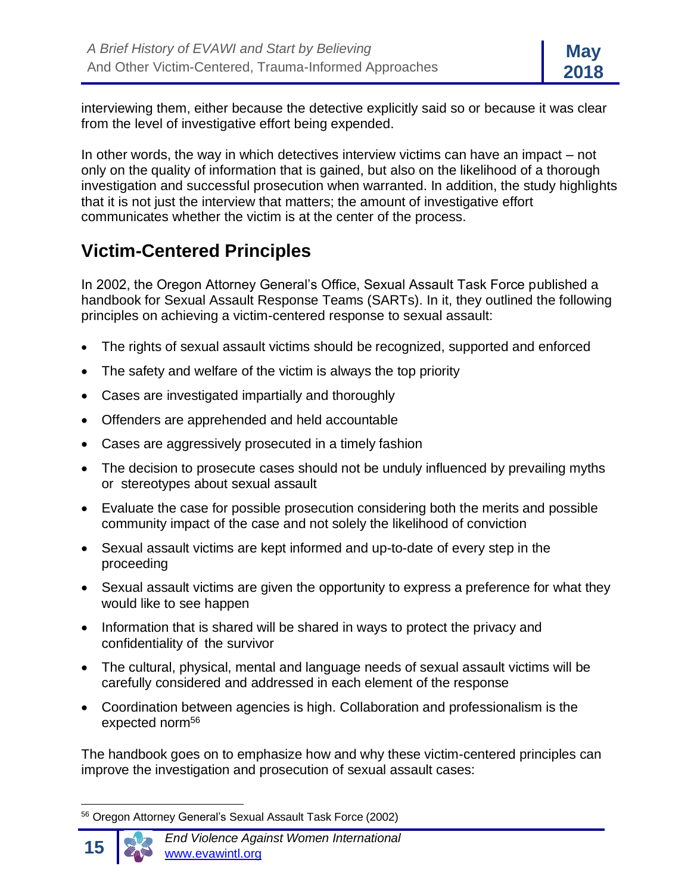interviewing them, either because the detective explicitly said so or because it was clear from the level of investigative effort being expended.

In other words, the way in which detectives interview victims can have an impact – not only on the quality of information that is gained, but also on the likelihood of a thorough investigation and successful prosecution when warranted. In addition, the study highlights that it is not just the interview that matters; the amount of investigative effort communicates whether the victim is at the center of the process.

## Victim-Centered Principles

In 2002, the Oregon Attorney General's Office, Sexual Assault Task Force published a handbook for Sexual Assault Response Teams (SARTs). In it, they outlined the following principles on achieving a victim-centered response to sexual assault:

- The rights of sexual assault victims should be recognized, supported and enforced
- The safety and welfare of the victim is always the top priority
- Cases are investigated impartially and thoroughly
- Offenders are apprehended and held accountable
- Cases are aggressively prosecuted in a timely fashion
- The decision to prosecute cases should not be unduly influenced by prevailing myths or stereotypes about sexual assault
- Evaluate the case for possible prosecution considering both the merits and possible community impact of the case and not solely the likelihood of conviction
- Sexual assault victims are kept informed and up-to-date of every step in the proceeding
- Sexual assault victims are given the opportunity to express a preference for what they would like to see happen
- Information that is shared will be shared in ways to protect the privacy and confidentiality of the survivor
- The cultural, physical, mental and language needs of sexual assault victims will be carefully considered and addressed in each element of the response
- Coordination between agencies is high. Collaboration and professionalism is the expected norm[56]

The handbook goes on to emphasize how and why these victim-centered principles can improve the investigation and prosecution of sexual assault cases:

[56] Oregon Attorney General's Sexual Assault Task Force (2002)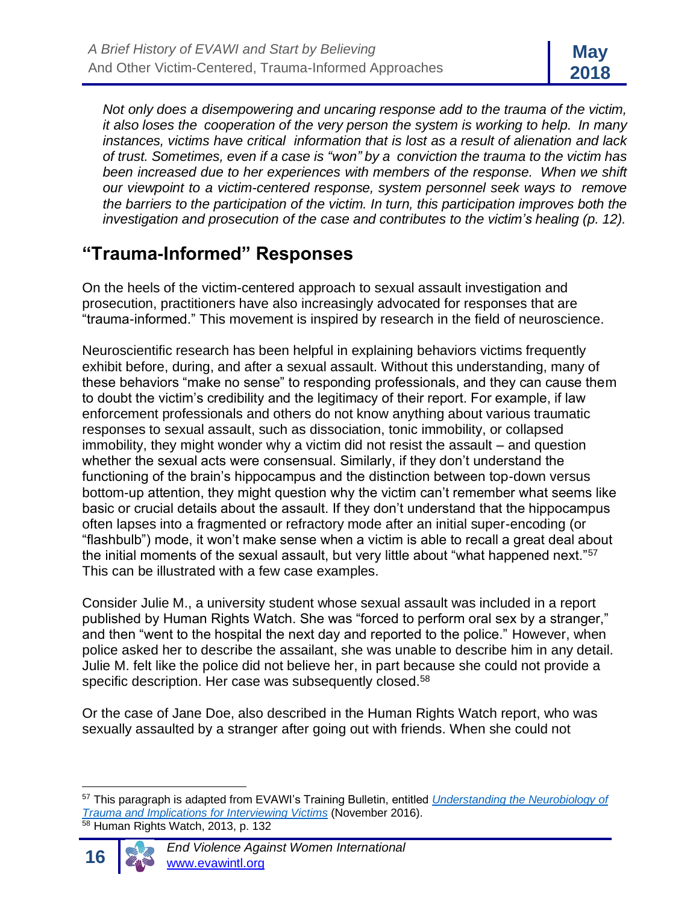*Not only does a disempowering and uncaring response add to the trauma of the victim, it also loses the cooperation of the very person the system is working to help. In many instances, victims have critical information that is lost as a result of alienation and lack of trust. Sometimes, even if a case is "won" by a conviction the trauma to the victim has been increased due to her experiences with members of the response. When we shift our viewpoint to a victim-centered response, system personnel seek ways to remove the barriers to the participation of the victim. In turn, this participation improves both the investigation and prosecution of the case and contributes to the victim's healing (p. 12).*

## "Trauma-Informed" Responses

On the heels of the victim-centered approach to sexual assault investigation and prosecution, practitioners have also increasingly advocated for responses that are "trauma-informed." This movement is inspired by research in the field of neuroscience.

Neuroscientific research has been helpful in explaining behaviors victims frequently exhibit before, during, and after a sexual assault. Without this understanding, many of these behaviors "make no sense" to responding professionals, and they can cause them to doubt the victim's credibility and the legitimacy of their report. For example, if law enforcement professionals and others do not know anything about various traumatic responses to sexual assault, such as dissociation, tonic immobility, or collapsed immobility, they might wonder why a victim did not resist the assault – and question whether the sexual acts were consensual. Similarly, if they don't understand the functioning of the brain's hippocampus and the distinction between top-down versus bottom-up attention, they might question why the victim can't remember what seems like basic or crucial details about the assault. If they don't understand that the hippocampus often lapses into a fragmented or refractory mode after an initial super-encoding (or "flashbulb") mode, it won't make sense when a victim is able to recall a great deal about the initial moments of the sexual assault, but very little about "what happened next."[57] This can be illustrated with a few case examples.

Consider Julie M., a university student whose sexual assault was included in a report published by Human Rights Watch. She was "forced to perform oral sex by a stranger," and then "went to the hospital the next day and reported to the police." However, when police asked her to describe the assailant, she was unable to describe him in any detail. Julie M. felt like the police did not believe her, in part because she could not provide a specific description. Her case was subsequently closed.[58]

Or the case of Jane Doe, also described in the Human Rights Watch report, who was sexually assaulted by a stranger after going out with friends. When she could not

---

[57] This paragraph is adapted from EVAWI's Training Bulletin, entitled *Understanding the Neurobiology of Trauma and Implications for Interviewing Victims* (November 2016).

[58] Human Rights Watch, 2013, p. 132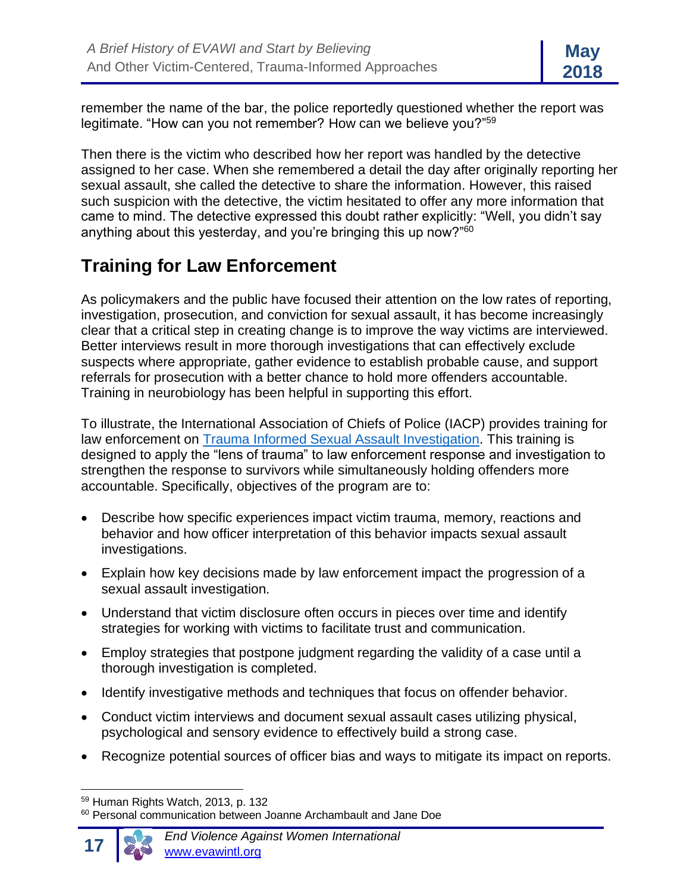remember the name of the bar, the police reportedly questioned whether the report was legitimate. "How can you not remember? How can we believe you?"[59]

Then there is the victim who described how her report was handled by the detective assigned to her case. When she remembered a detail the day after originally reporting her sexual assault, she called the detective to share the information. However, this raised such suspicion with the detective, the victim hesitated to offer any more information that came to mind. The detective expressed this doubt rather explicitly: "Well, you didn't say anything about this yesterday, and you're bringing this up now?"[60]

## Training for Law Enforcement

As policymakers and the public have focused their attention on the low rates of reporting, investigation, prosecution, and conviction for sexual assault, it has become increasingly clear that a critical step in creating change is to improve the way victims are interviewed. Better interviews result in more thorough investigations that can effectively exclude suspects where appropriate, gather evidence to establish probable cause, and support referrals for prosecution with a better chance to hold more offenders accountable. Training in neurobiology has been helpful in supporting this effort.

To illustrate, the International Association of Chiefs of Police (IACP) provides training for law enforcement on Trauma Informed Sexual Assault Investigation. This training is designed to apply the "lens of trauma" to law enforcement response and investigation to strengthen the response to survivors while simultaneously holding offenders more accountable. Specifically, objectives of the program are to:

- Describe how specific experiences impact victim trauma, memory, reactions and behavior and how officer interpretation of this behavior impacts sexual assault investigations.
- Explain how key decisions made by law enforcement impact the progression of a sexual assault investigation.
- Understand that victim disclosure often occurs in pieces over time and identify strategies for working with victims to facilitate trust and communication.
- Employ strategies that postpone judgment regarding the validity of a case until a thorough investigation is completed.
- Identify investigative methods and techniques that focus on offender behavior.
- Conduct victim interviews and document sexual assault cases utilizing physical, psychological and sensory evidence to effectively build a strong case.
- Recognize potential sources of officer bias and ways to mitigate its impact on reports.

---

[59] Human Rights Watch, 2013, p. 132

[60] Personal communication between Joanne Archambault and Jane Doe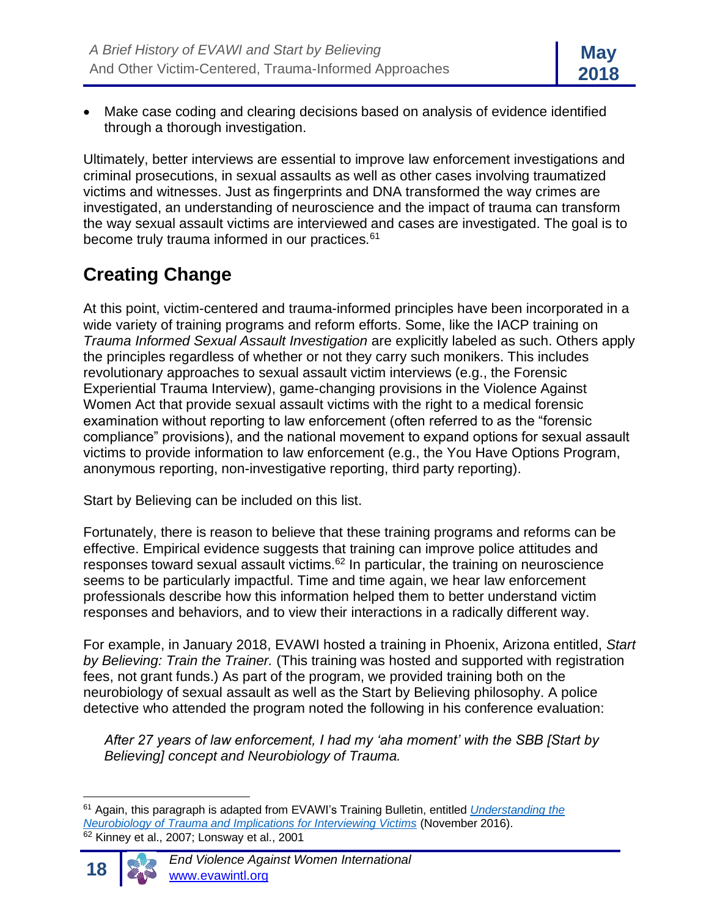- Make case coding and clearing decisions based on analysis of evidence identified through a thorough investigation.

Ultimately, better interviews are essential to improve law enforcement investigations and criminal prosecutions, in sexual assaults as well as other cases involving traumatized victims and witnesses. Just as fingerprints and DNA transformed the way crimes are investigated, an understanding of neuroscience and the impact of trauma can transform the way sexual assault victims are interviewed and cases are investigated. The goal is to become truly trauma informed in our practices.[61]

## Creating Change

At this point, victim-centered and trauma-informed principles have been incorporated in a wide variety of training programs and reform efforts. Some, like the IACP training on *Trauma Informed Sexual Assault Investigation* are explicitly labeled as such. Others apply the principles regardless of whether or not they carry such monikers. This includes revolutionary approaches to sexual assault victim interviews (e.g., the Forensic Experiential Trauma Interview), game-changing provisions in the Violence Against Women Act that provide sexual assault victims with the right to a medical forensic examination without reporting to law enforcement (often referred to as the "forensic compliance" provisions), and the national movement to expand options for sexual assault victims to provide information to law enforcement (e.g., the You Have Options Program, anonymous reporting, non-investigative reporting, third party reporting).

Start by Believing can be included on this list.

Fortunately, there is reason to believe that these training programs and reforms can be effective. Empirical evidence suggests that training can improve police attitudes and responses toward sexual assault victims.[62] In particular, the training on neuroscience seems to be particularly impactful. Time and time again, we hear law enforcement professionals describe how this information helped them to better understand victim responses and behaviors, and to view their interactions in a radically different way.

For example, in January 2018, EVAWI hosted a training in Phoenix, Arizona entitled, *Start by Believing: Train the Trainer.* (This training was hosted and supported with registration fees, not grant funds.) As part of the program, we provided training both on the neurobiology of sexual assault as well as the Start by Believing philosophy. A police detective who attended the program noted the following in his conference evaluation:

> *After 27 years of law enforcement, I had my 'aha moment' with the SBB [Start by Believing] concept and Neurobiology of Trauma.*

---

[61] Again, this paragraph is adapted from EVAWI's Training Bulletin, entitled *Understanding the Neurobiology of Trauma and Implications for Interviewing Victims* (November 2016).

[62] Kinney et al., 2007; Lonsway et al., 2001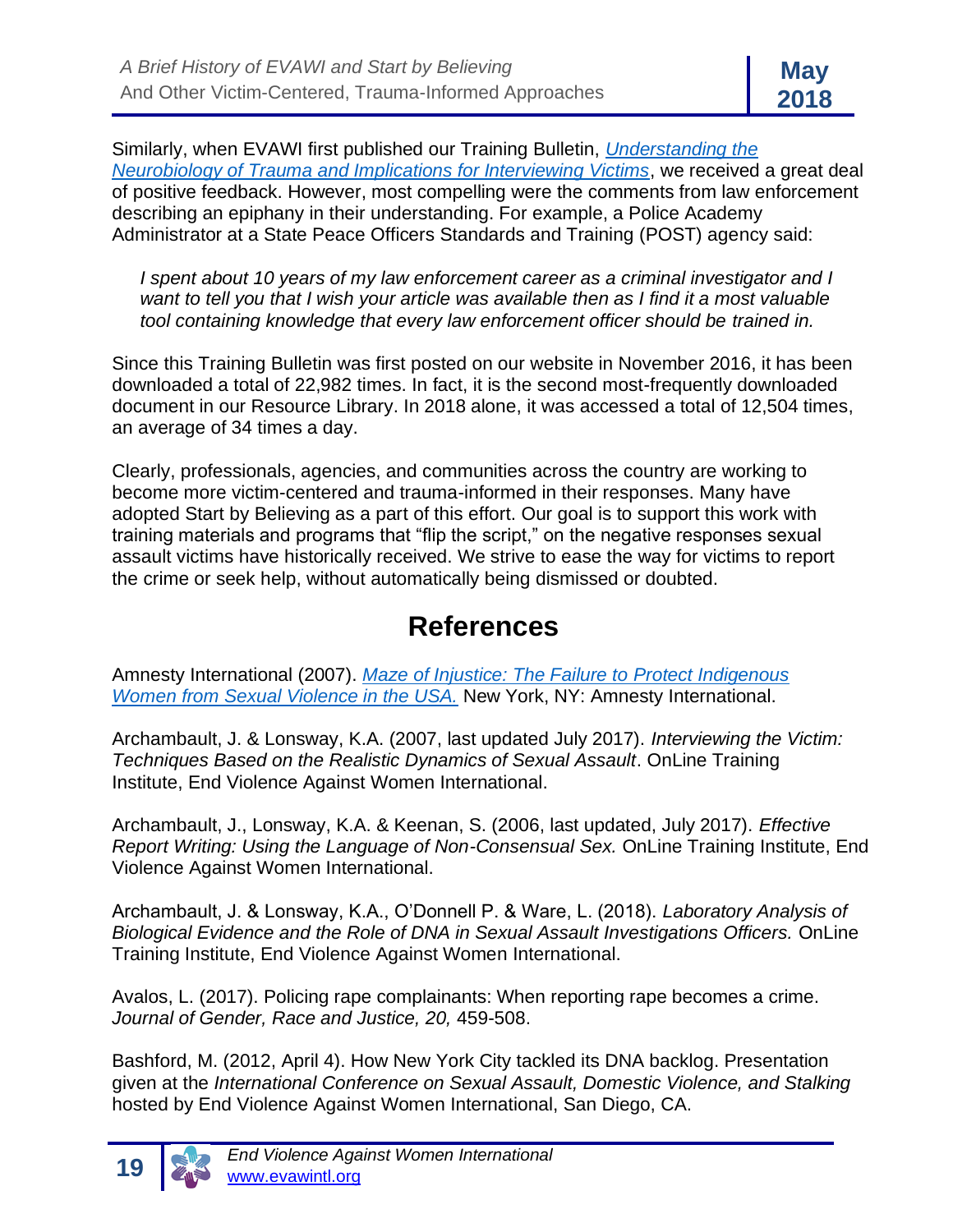Similarly, when EVAWI first published our Training Bulletin, *Understanding the Neurobiology of Trauma and Implications for Interviewing Victims*, we received a great deal of positive feedback. However, most compelling were the comments from law enforcement describing an epiphany in their understanding. For example, a Police Academy Administrator at a State Peace Officers Standards and Training (POST) agency said:

> *I spent about 10 years of my law enforcement career as a criminal investigator and I want to tell you that I wish your article was available then as I find it a most valuable tool containing knowledge that every law enforcement officer should be trained in.*

Since this Training Bulletin was first posted on our website in November 2016, it has been downloaded a total of 22,982 times. In fact, it is the second most-frequently downloaded document in our Resource Library. In 2018 alone, it was accessed a total of 12,504 times, an average of 34 times a day.

Clearly, professionals, agencies, and communities across the country are working to become more victim-centered and trauma-informed in their responses. Many have adopted Start by Believing as a part of this effort. Our goal is to support this work with training materials and programs that "flip the script," on the negative responses sexual assault victims have historically received. We strive to ease the way for victims to report the crime or seek help, without automatically being dismissed or doubted.

# References

Amnesty International (2007). *Maze of Injustice: The Failure to Protect Indigenous Women from Sexual Violence in the USA.* New York, NY: Amnesty International.

Archambault, J. & Lonsway, K.A. (2007, last updated July 2017). *Interviewing the Victim: Techniques Based on the Realistic Dynamics of Sexual Assault*. OnLine Training Institute, End Violence Against Women International.

Archambault, J., Lonsway, K.A. & Keenan, S. (2006, last updated, July 2017). *Effective Report Writing: Using the Language of Non-Consensual Sex.* OnLine Training Institute, End Violence Against Women International.

Archambault, J. & Lonsway, K.A., O'Donnell P. & Ware, L. (2018). *Laboratory Analysis of Biological Evidence and the Role of DNA in Sexual Assault Investigations Officers.* OnLine Training Institute, End Violence Against Women International.

Avalos, L. (2017). Policing rape complainants: When reporting rape becomes a crime. *Journal of Gender, Race and Justice, 20,* 459-508.

Bashford, M. (2012, April 4). How New York City tackled its DNA backlog. Presentation given at the *International Conference on Sexual Assault, Domestic Violence, and Stalking* hosted by End Violence Against Women International, San Diego, CA.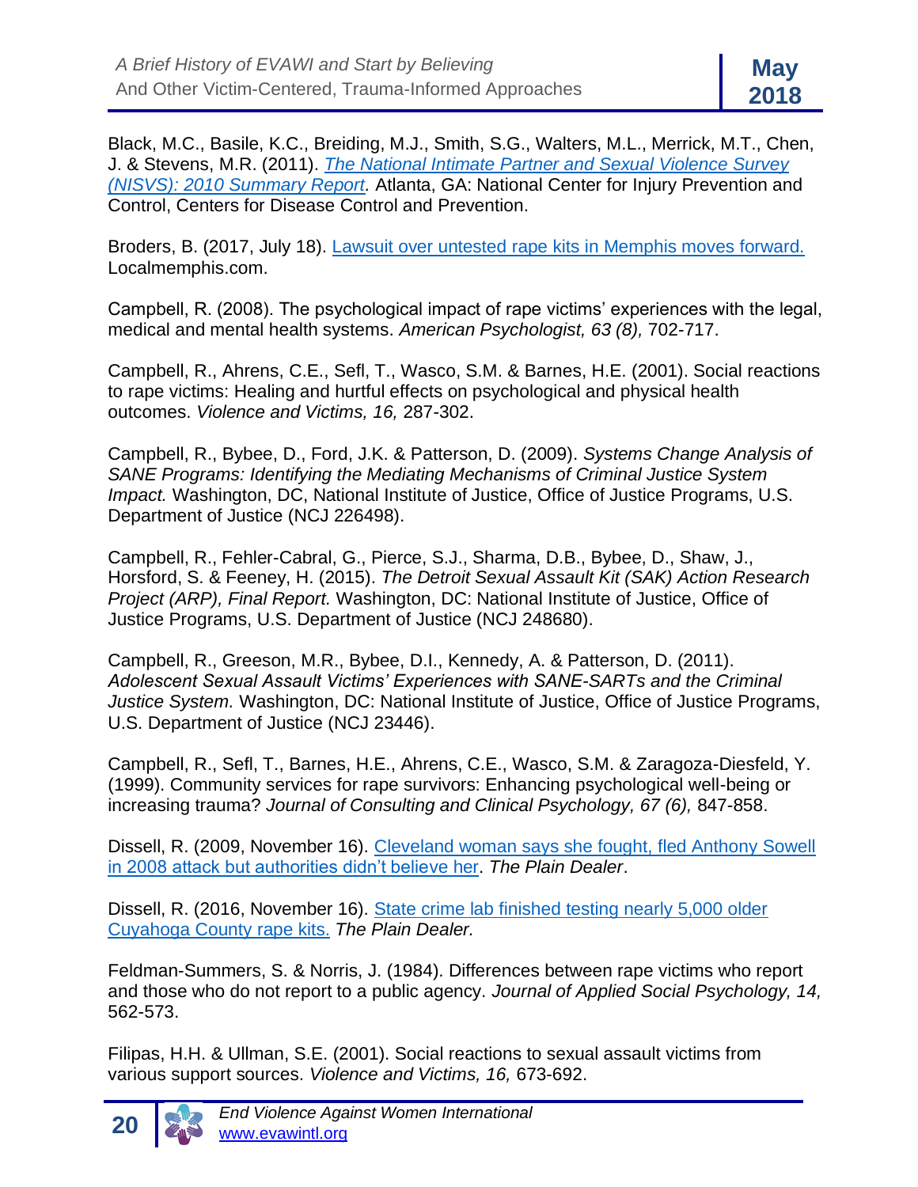Black, M.C., Basile, K.C., Breiding, M.J., Smith, S.G., Walters, M.L., Merrick, M.T., Chen, J. & Stevens, M.R. (2011). *The National Intimate Partner and Sexual Violence Survey (NISVS): 2010 Summary Report.* Atlanta, GA: National Center for Injury Prevention and Control, Centers for Disease Control and Prevention.

Broders, B. (2017, July 18). Lawsuit over untested rape kits in Memphis moves forward. Localmemphis.com.

Campbell, R. (2008). The psychological impact of rape victims' experiences with the legal, medical and mental health systems. *American Psychologist, 63 (8),* 702-717.

Campbell, R., Ahrens, C.E., Sefl, T., Wasco, S.M. & Barnes, H.E. (2001). Social reactions to rape victims: Healing and hurtful effects on psychological and physical health outcomes. *Violence and Victims, 16,* 287-302.

Campbell, R., Bybee, D., Ford, J.K. & Patterson, D. (2009). *Systems Change Analysis of SANE Programs: Identifying the Mediating Mechanisms of Criminal Justice System Impact.* Washington, DC, National Institute of Justice, Office of Justice Programs, U.S. Department of Justice (NCJ 226498).

Campbell, R., Fehler-Cabral, G., Pierce, S.J., Sharma, D.B., Bybee, D., Shaw, J., Horsford, S. & Feeney, H. (2015). *The Detroit Sexual Assault Kit (SAK) Action Research Project (ARP), Final Report.* Washington, DC: National Institute of Justice, Office of Justice Programs, U.S. Department of Justice (NCJ 248680).

Campbell, R., Greeson, M.R., Bybee, D.I., Kennedy, A. & Patterson, D. (2011). *Adolescent Sexual Assault Victims' Experiences with SANE-SARTs and the Criminal Justice System.* Washington, DC: National Institute of Justice, Office of Justice Programs, U.S. Department of Justice (NCJ 23446).

Campbell, R., Sefl, T., Barnes, H.E., Ahrens, C.E., Wasco, S.M. & Zaragoza-Diesfeld, Y. (1999). Community services for rape survivors: Enhancing psychological well-being or increasing trauma? *Journal of Consulting and Clinical Psychology, 67 (6),* 847-858.

Dissell, R. (2009, November 16). Cleveland woman says she fought, fled Anthony Sowell in 2008 attack but authorities didn't believe her. *The Plain Dealer*.

Dissell, R. (2016, November 16). State crime lab finished testing nearly 5,000 older Cuyahoga County rape kits. *The Plain Dealer.*

Feldman-Summers, S. & Norris, J. (1984). Differences between rape victims who report and those who do not report to a public agency. *Journal of Applied Social Psychology, 14,* 562-573.

Filipas, H.H. & Ullman, S.E. (2001). Social reactions to sexual assault victims from various support sources. *Violence and Victims, 16,* 673-692.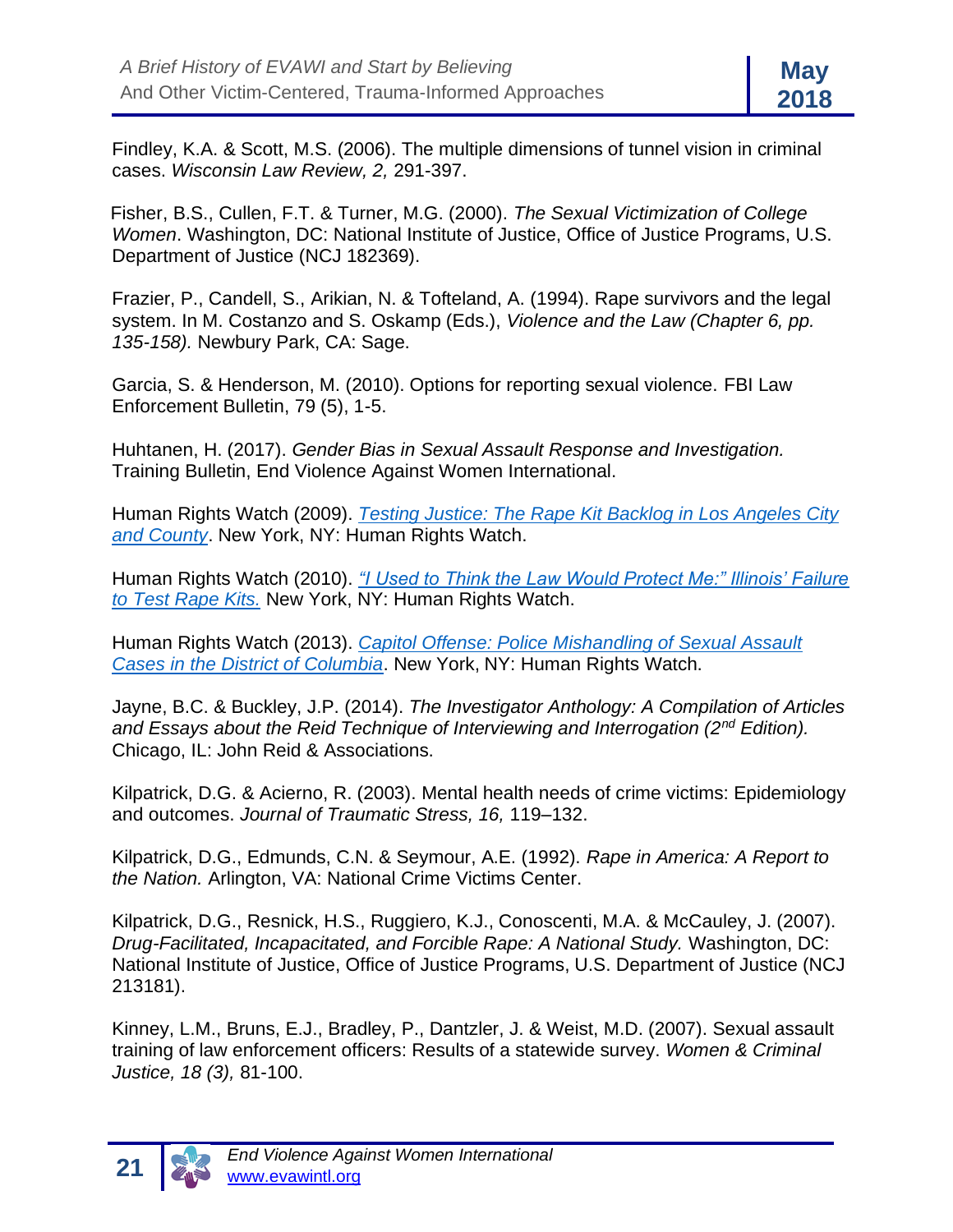Findley, K.A. & Scott, M.S. (2006). The multiple dimensions of tunnel vision in criminal cases. *Wisconsin Law Review, 2,* 291-397.

Fisher, B.S., Cullen, F.T. & Turner, M.G. (2000). *The Sexual Victimization of College Women*. Washington, DC: National Institute of Justice, Office of Justice Programs, U.S. Department of Justice (NCJ 182369).

Frazier, P., Candell, S., Arikian, N. & Tofteland, A. (1994). Rape survivors and the legal system. In M. Costanzo and S. Oskamp (Eds.), *Violence and the Law (Chapter 6, pp. 135-158).* Newbury Park, CA: Sage.

Garcia, S. & Henderson, M. (2010). Options for reporting sexual violence. FBI Law Enforcement Bulletin, 79 (5), 1-5.

Huhtanen, H. (2017). *Gender Bias in Sexual Assault Response and Investigation.* Training Bulletin, End Violence Against Women International.

Human Rights Watch (2009). *Testing Justice: The Rape Kit Backlog in Los Angeles City and County*. New York, NY: Human Rights Watch.

Human Rights Watch (2010). *"I Used to Think the Law Would Protect Me:" Illinois' Failure to Test Rape Kits.* New York, NY: Human Rights Watch.

Human Rights Watch (2013). *Capitol Offense: Police Mishandling of Sexual Assault Cases in the District of Columbia*. New York, NY: Human Rights Watch.

Jayne, B.C. & Buckley, J.P. (2014). *The Investigator Anthology: A Compilation of Articles and Essays about the Reid Technique of Interviewing and Interrogation (2nd Edition).* Chicago, IL: John Reid & Associations.

Kilpatrick, D.G. & Acierno, R. (2003). Mental health needs of crime victims: Epidemiology and outcomes. *Journal of Traumatic Stress, 16,* 119–132.

Kilpatrick, D.G., Edmunds, C.N. & Seymour, A.E. (1992). *Rape in America: A Report to the Nation.* Arlington, VA: National Crime Victims Center.

Kilpatrick, D.G., Resnick, H.S., Ruggiero, K.J., Conoscenti, M.A. & McCauley, J. (2007). *Drug-Facilitated, Incapacitated, and Forcible Rape: A National Study.* Washington, DC: National Institute of Justice, Office of Justice Programs, U.S. Department of Justice (NCJ 213181).

Kinney, L.M., Bruns, E.J., Bradley, P., Dantzler, J. & Weist, M.D. (2007). Sexual assault training of law enforcement officers: Results of a statewide survey. *Women & Criminal Justice, 18 (3),* 81-100.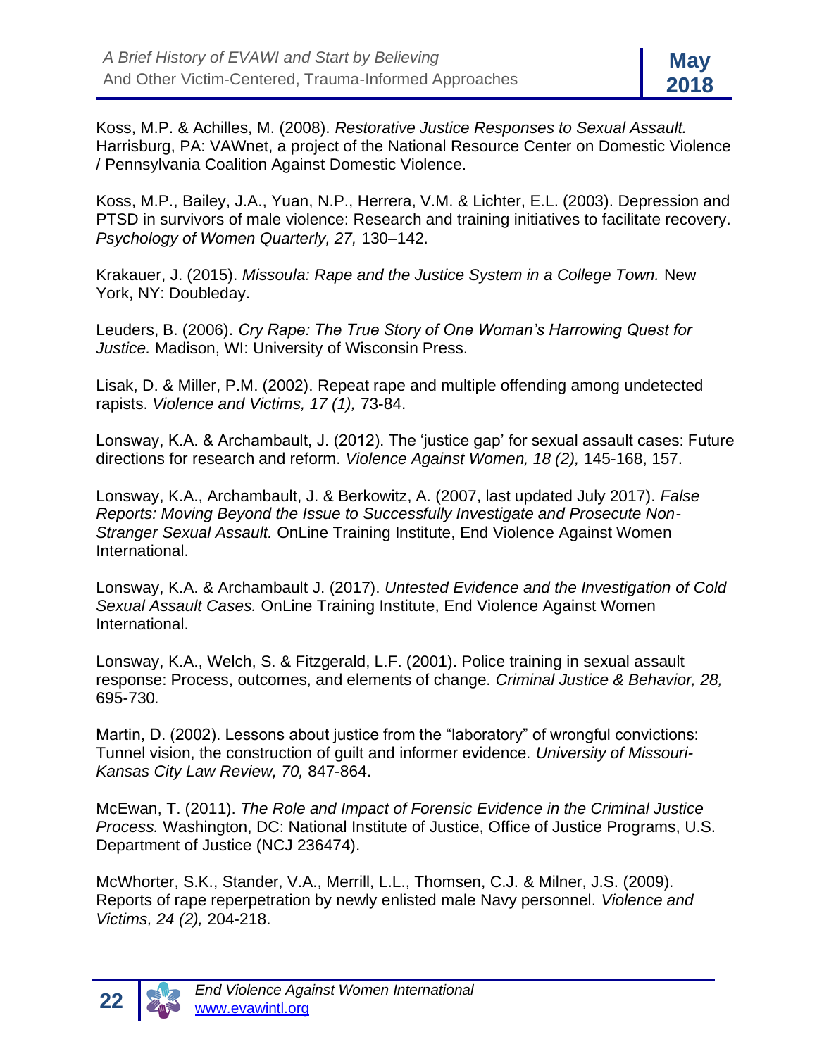Koss, M.P. & Achilles, M. (2008). *Restorative Justice Responses to Sexual Assault.* Harrisburg, PA: VAWnet, a project of the National Resource Center on Domestic Violence / Pennsylvania Coalition Against Domestic Violence.

Koss, M.P., Bailey, J.A., Yuan, N.P., Herrera, V.M. & Lichter, E.L. (2003). Depression and PTSD in survivors of male violence: Research and training initiatives to facilitate recovery. *Psychology of Women Quarterly, 27,* 130–142.

Krakauer, J. (2015). *Missoula: Rape and the Justice System in a College Town.* New York, NY: Doubleday.

Leuders, B. (2006). *Cry Rape: The True Story of One Woman's Harrowing Quest for Justice.* Madison, WI: University of Wisconsin Press.

Lisak, D. & Miller, P.M. (2002). Repeat rape and multiple offending among undetected rapists. *Violence and Victims, 17 (1),* 73-84.

Lonsway, K.A. & Archambault, J. (2012). The 'justice gap' for sexual assault cases: Future directions for research and reform. *Violence Against Women, 18 (2),* 145-168, 157.

Lonsway, K.A., Archambault, J. & Berkowitz, A. (2007, last updated July 2017). *False Reports: Moving Beyond the Issue to Successfully Investigate and Prosecute Non-Stranger Sexual Assault.* OnLine Training Institute, End Violence Against Women International.

Lonsway, K.A. & Archambault J. (2017). *Untested Evidence and the Investigation of Cold Sexual Assault Cases.* OnLine Training Institute, End Violence Against Women International.

Lonsway, K.A., Welch, S. & Fitzgerald, L.F. (2001). Police training in sexual assault response: Process, outcomes, and elements of change. *Criminal Justice & Behavior, 28,* 695-730*.*

Martin, D. (2002). Lessons about justice from the "laboratory" of wrongful convictions: Tunnel vision, the construction of guilt and informer evidence. *University of Missouri-Kansas City Law Review, 70,* 847-864.

McEwan, T. (2011). *The Role and Impact of Forensic Evidence in the Criminal Justice Process.* Washington, DC: National Institute of Justice, Office of Justice Programs, U.S. Department of Justice (NCJ 236474).

McWhorter, S.K., Stander, V.A., Merrill, L.L., Thomsen, C.J. & Milner, J.S. (2009). Reports of rape reperpetration by newly enlisted male Navy personnel. *Violence and Victims, 24 (2),* 204-218.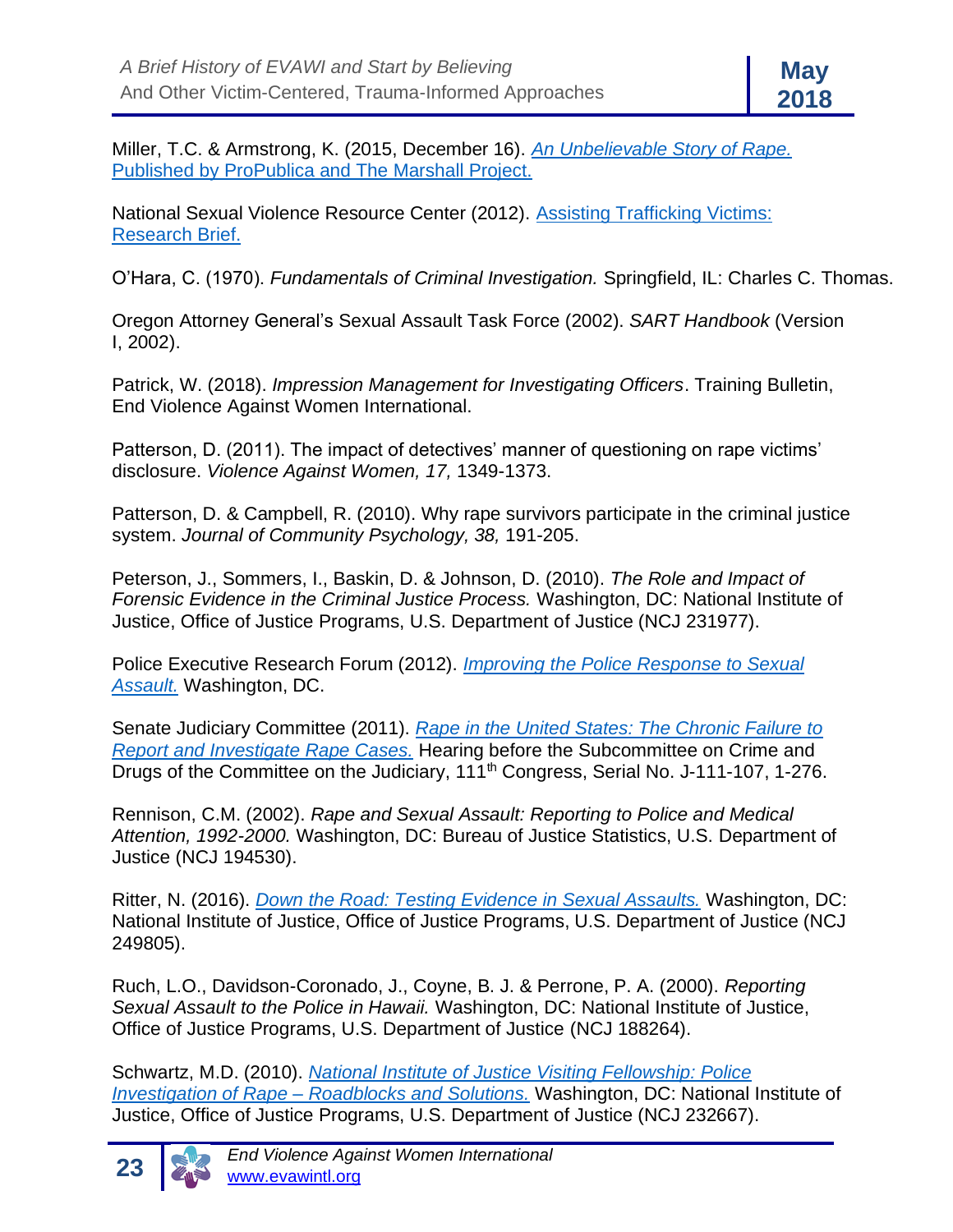Miller, T.C. & Armstrong, K. (2015, December 16). *An Unbelievable Story of Rape.* Published by ProPublica and The Marshall Project.

National Sexual Violence Resource Center (2012). Assisting Trafficking Victims: Research Brief.

O'Hara, C. (1970). *Fundamentals of Criminal Investigation.* Springfield, IL: Charles C. Thomas.

Oregon Attorney General's Sexual Assault Task Force (2002). *SART Handbook* (Version I, 2002).

Patrick, W. (2018). *Impression Management for Investigating Officers*. Training Bulletin, End Violence Against Women International.

Patterson, D. (2011). The impact of detectives' manner of questioning on rape victims' disclosure. *Violence Against Women, 17,* 1349-1373.

Patterson, D. & Campbell, R. (2010). Why rape survivors participate in the criminal justice system. *Journal of Community Psychology, 38,* 191-205.

Peterson, J., Sommers, I., Baskin, D. & Johnson, D. (2010). *The Role and Impact of Forensic Evidence in the Criminal Justice Process.* Washington, DC: National Institute of Justice, Office of Justice Programs, U.S. Department of Justice (NCJ 231977).

Police Executive Research Forum (2012). *Improving the Police Response to Sexual Assault.* Washington, DC.

Senate Judiciary Committee (2011). *Rape in the United States: The Chronic Failure to Report and Investigate Rape Cases.* Hearing before the Subcommittee on Crime and Drugs of the Committee on the Judiciary, 111th Congress, Serial No. J-111-107, 1-276.

Rennison, C.M. (2002). *Rape and Sexual Assault: Reporting to Police and Medical Attention, 1992-2000.* Washington, DC: Bureau of Justice Statistics, U.S. Department of Justice (NCJ 194530).

Ritter, N. (2016). *Down the Road: Testing Evidence in Sexual Assaults.* Washington, DC: National Institute of Justice, Office of Justice Programs, U.S. Department of Justice (NCJ 249805).

Ruch, L.O., Davidson-Coronado, J., Coyne, B. J. & Perrone, P. A. (2000). *Reporting Sexual Assault to the Police in Hawaii.* Washington, DC: National Institute of Justice, Office of Justice Programs, U.S. Department of Justice (NCJ 188264).

Schwartz, M.D. (2010). *National Institute of Justice Visiting Fellowship: Police Investigation of Rape – Roadblocks and Solutions.* Washington, DC: National Institute of Justice, Office of Justice Programs, U.S. Department of Justice (NCJ 232667).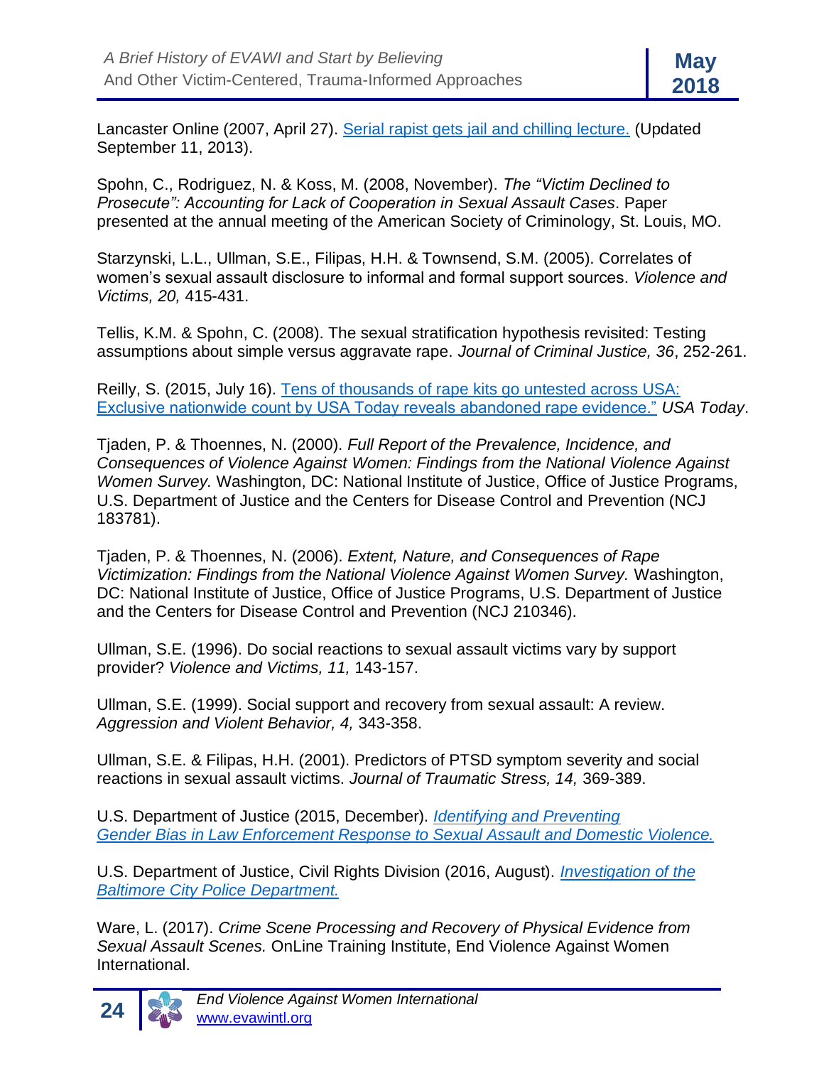Lancaster Online (2007, April 27). Serial rapist gets jail and chilling lecture. (Updated September 11, 2013).

Spohn, C., Rodriguez, N. & Koss, M. (2008, November). *The "Victim Declined to Prosecute": Accounting for Lack of Cooperation in Sexual Assault Cases*. Paper presented at the annual meeting of the American Society of Criminology, St. Louis, MO.

Starzynski, L.L., Ullman, S.E., Filipas, H.H. & Townsend, S.M. (2005). Correlates of women's sexual assault disclosure to informal and formal support sources. *Violence and Victims, 20,* 415-431.

Tellis, K.M. & Spohn, C. (2008). The sexual stratification hypothesis revisited: Testing assumptions about simple versus aggravate rape. *Journal of Criminal Justice, 36*, 252-261.

Reilly, S. (2015, July 16). Tens of thousands of rape kits go untested across USA: Exclusive nationwide count by USA Today reveals abandoned rape evidence." *USA Today*.

Tjaden, P. & Thoennes, N. (2000). *Full Report of the Prevalence, Incidence, and Consequences of Violence Against Women: Findings from the National Violence Against Women Survey.* Washington, DC: National Institute of Justice, Office of Justice Programs, U.S. Department of Justice and the Centers for Disease Control and Prevention (NCJ 183781).

Tjaden, P. & Thoennes, N. (2006). *Extent, Nature, and Consequences of Rape Victimization: Findings from the National Violence Against Women Survey.* Washington, DC: National Institute of Justice, Office of Justice Programs, U.S. Department of Justice and the Centers for Disease Control and Prevention (NCJ 210346).

Ullman, S.E. (1996). Do social reactions to sexual assault victims vary by support provider? *Violence and Victims, 11,* 143-157.

Ullman, S.E. (1999). Social support and recovery from sexual assault: A review. *Aggression and Violent Behavior, 4,* 343-358.

Ullman, S.E. & Filipas, H.H. (2001). Predictors of PTSD symptom severity and social reactions in sexual assault victims. *Journal of Traumatic Stress, 14,* 369-389.

U.S. Department of Justice (2015, December). *Identifying and Preventing Gender Bias in Law Enforcement Response to Sexual Assault and Domestic Violence.*

U.S. Department of Justice, Civil Rights Division (2016, August). *Investigation of the Baltimore City Police Department.*

Ware, L. (2017). *Crime Scene Processing and Recovery of Physical Evidence from Sexual Assault Scenes.* OnLine Training Institute, End Violence Against Women International.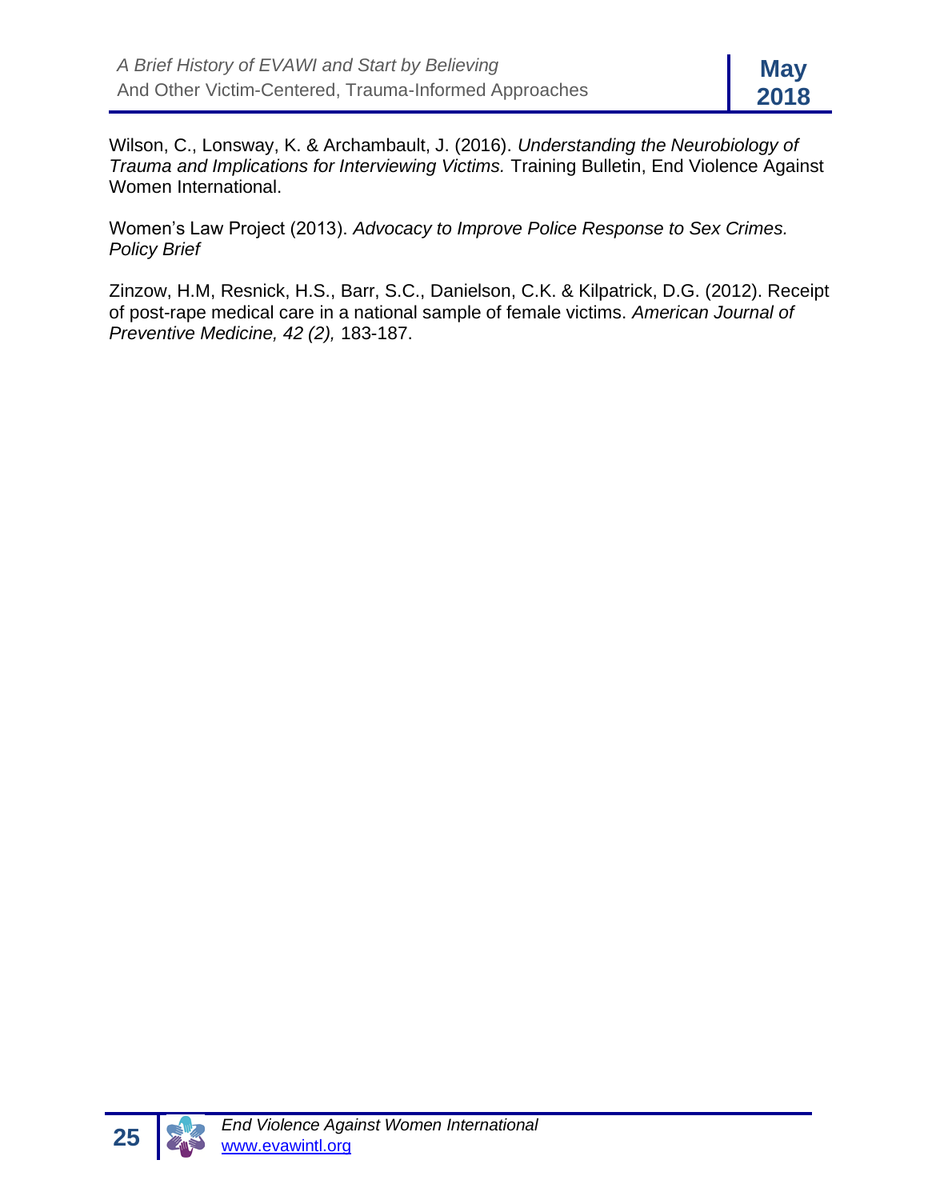Wilson, C., Lonsway, K. & Archambault, J. (2016). *Understanding the Neurobiology of Trauma and Implications for Interviewing Victims.* Training Bulletin, End Violence Against Women International.

Women's Law Project (2013). *Advocacy to Improve Police Response to Sex Crimes. Policy Brief*

Zinzow, H.M, Resnick, H.S., Barr, S.C., Danielson, C.K. & Kilpatrick, D.G. (2012). Receipt of post-rape medical care in a national sample of female victims. *American Journal of Preventive Medicine, 42 (2),* 183-187.